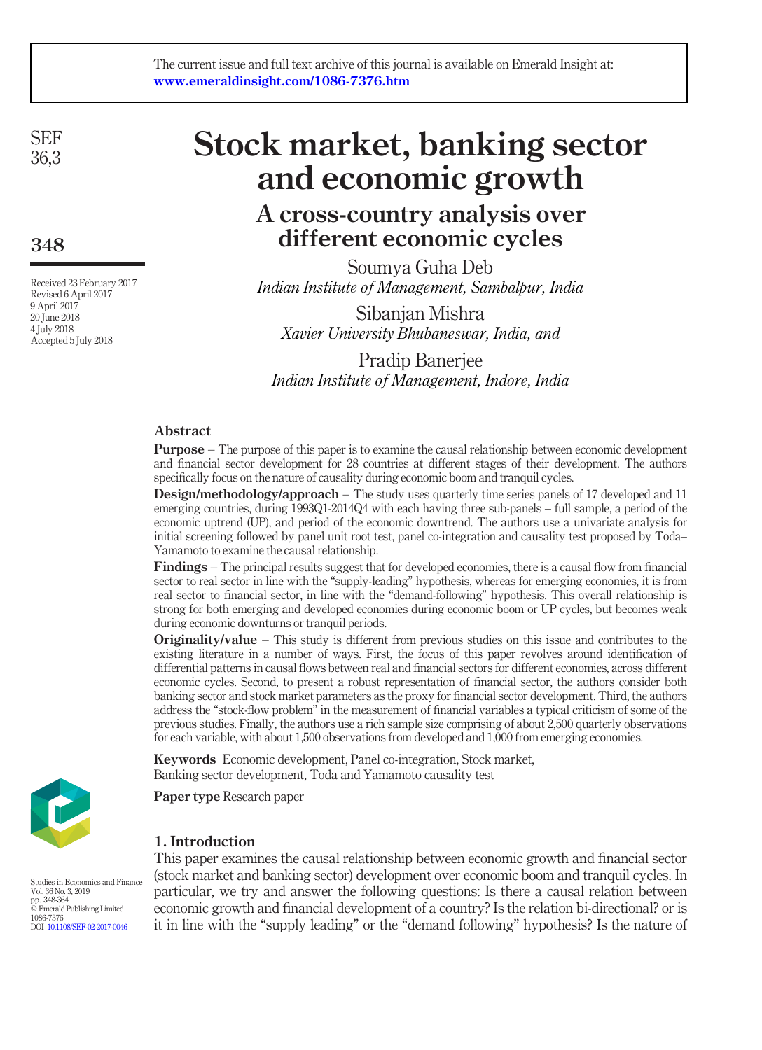# Stock market, banking sector and economic growth

## A cross-country analysis over different economic cycles

Soumya Guha Deb
*Indian Institute of Management, Sambalpur, India*

Sibanjan Mishra
*Xavier University Bhubaneswar, India, and*

Pradip Banerjee
*Indian Institute of Management, Indore, India*

Received 23 February 2017
Revised 6 April 2017
9 April 2017
20 June 2018
4 July 2018
Accepted 5 July 2018

### Abstract

**Purpose** – The purpose of this paper is to examine the causal relationship between economic development and financial sector development for 28 countries at different stages of their development. The authors specifically focus on the nature of causality during economic boom and tranquil cycles.

**Design/methodology/approach** – The study uses quarterly time series panels of 17 developed and 11 emerging countries, during 1993Q1-2014Q4 with each having three sub-panels – full sample, a period of the economic uptrend (UP), and period of the economic downtrend. The authors use a univariate analysis for initial screening followed by panel unit root test, panel co-integration and causality test proposed by Toda–Yamamoto to examine the causal relationship.

**Findings** – The principal results suggest that for developed economies, there is a causal flow from financial sector to real sector in line with the "supply-leading" hypothesis, whereas for emerging economies, it is from real sector to financial sector, in line with the "demand-following" hypothesis. This overall relationship is strong for both emerging and developed economies during economic boom or UP cycles, but becomes weak during economic downturns or tranquil periods.

**Originality/value** – This study is different from previous studies on this issue and contributes to the existing literature in a number of ways. First, the focus of this paper revolves around identification of differential patterns in causal flows between real and financial sectors for different economies, across different economic cycles. Second, to present a robust representation of financial sector, the authors consider both banking sector and stock market parameters as the proxy for financial sector development. Third, the authors address the "stock-flow problem" in the measurement of financial variables a typical criticism of some of the previous studies. Finally, the authors use a rich sample size comprising of about 2,500 quarterly observations for each variable, with about 1,500 observations from developed and 1,000 from emerging economies.

**Keywords** Economic development, Panel co-integration, Stock market, Banking sector development, Toda and Yamamoto causality test

**Paper type** Research paper

## 1. Introduction

This paper examines the causal relationship between economic growth and financial sector (stock market and banking sector) development over economic boom and tranquil cycles. In particular, we try and answer the following questions: Is there a causal relation between economic growth and financial development of a country? Is the relation bi-directional? or is it in line with the "supply leading" or the "demand following" hypothesis? Is the nature of

Studies in Economics and Finance
Vol. 36 No. 3, 2019
pp. 348-364
© Emerald Publishing Limited
1086-7376
DOI 10.1108/SEF-02-2017-0046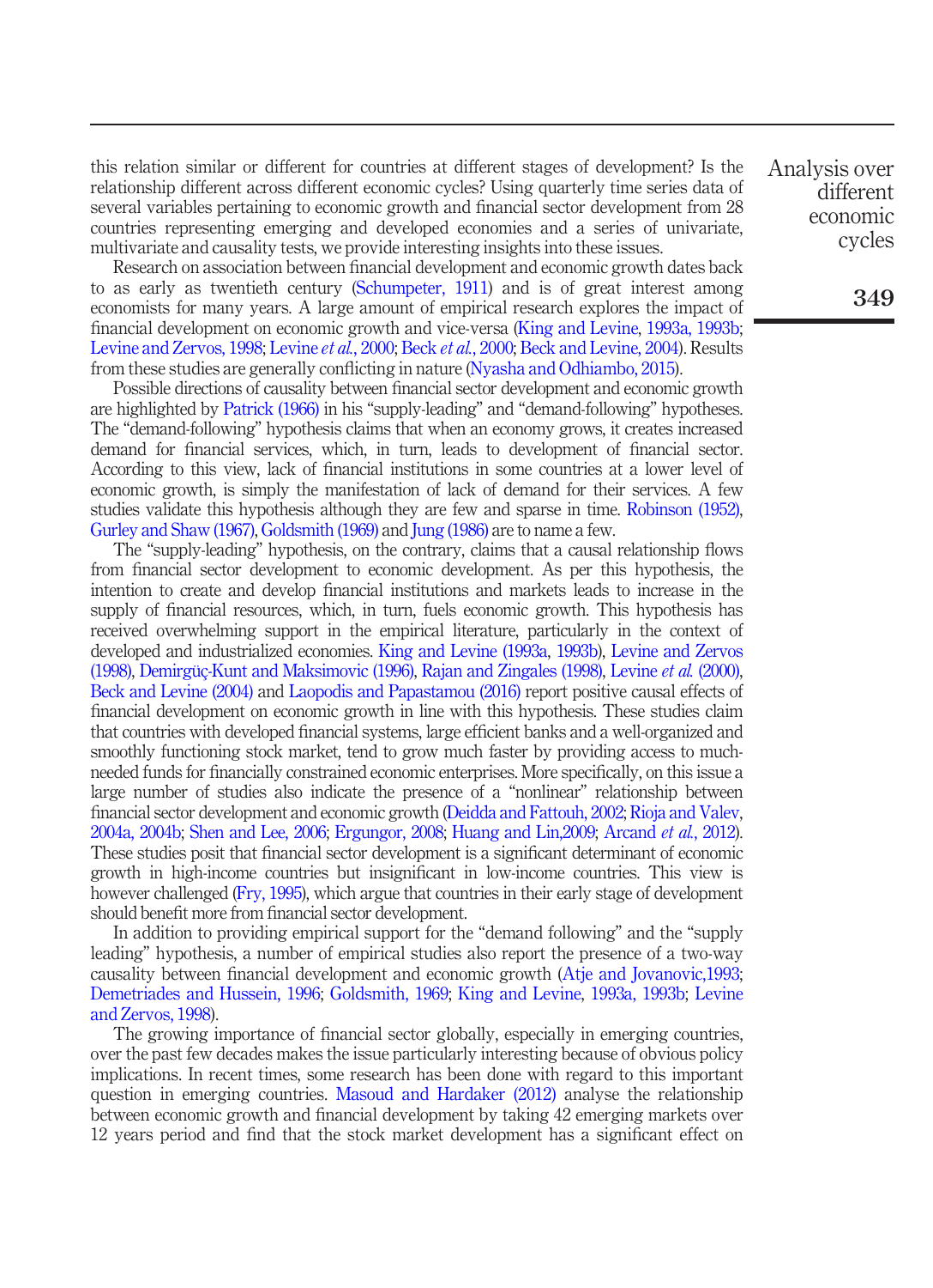this relation similar or different for countries at different stages of development? Is the relationship different across different economic cycles? Using quarterly time series data of several variables pertaining to economic growth and financial sector development from 28 countries representing emerging and developed economies and a series of univariate, multivariate and causality tests, we provide interesting insights into these issues.

Research on association between financial development and economic growth dates back to as early as twentieth century (Schumpeter, 1911) and is of great interest among economists for many years. A large amount of empirical research explores the impact of financial development on economic growth and vice-versa (King and Levine, 1993a, 1993b; Levine and Zervos, 1998; Levine *et al.*, 2000; Beck *et al.*, 2000; Beck and Levine, 2004). Results from these studies are generally conflicting in nature (Nyasha and Odhiambo, 2015).

Possible directions of causality between financial sector development and economic growth are highlighted by Patrick (1966) in his "supply-leading" and "demand-following" hypotheses. The "demand-following" hypothesis claims that when an economy grows, it creates increased demand for financial services, which, in turn, leads to development of financial sector. According to this view, lack of financial institutions in some countries at a lower level of economic growth, is simply the manifestation of lack of demand for their services. A few studies validate this hypothesis although they are few and sparse in time. Robinson (1952), Gurley and Shaw (1967), Goldsmith (1969) and Jung (1986) are to name a few.

The "supply-leading" hypothesis, on the contrary, claims that a causal relationship flows from financial sector development to economic development. As per this hypothesis, the intention to create and develop financial institutions and markets leads to increase in the supply of financial resources, which, in turn, fuels economic growth. This hypothesis has received overwhelming support in the empirical literature, particularly in the context of developed and industrialized economies. King and Levine (1993a, 1993b), Levine and Zervos (1998), Demirgüç-Kunt and Maksimovic (1996), Rajan and Zingales (1998), Levine *et al.* (2000), Beck and Levine (2004) and Laopodis and Papastamou (2016) report positive causal effects of financial development on economic growth in line with this hypothesis. These studies claim that countries with developed financial systems, large efficient banks and a well-organized and smoothly functioning stock market, tend to grow much faster by providing access to much-needed funds for financially constrained economic enterprises. More specifically, on this issue a large number of studies also indicate the presence of a "nonlinear" relationship between financial sector development and economic growth (Deidda and Fattouh, 2002; Rioja and Valev, 2004a, 2004b; Shen and Lee, 2006; Ergungor, 2008; Huang and Lin,2009; Arcand *et al.*, 2012). These studies posit that financial sector development is a significant determinant of economic growth in high-income countries but insignificant in low-income countries. This view is however challenged (Fry, 1995), which argue that countries in their early stage of development should benefit more from financial sector development.

In addition to providing empirical support for the "demand following" and the "supply leading" hypothesis, a number of empirical studies also report the presence of a two-way causality between financial development and economic growth (Atje and Jovanovic,1993; Demetriades and Hussein, 1996; Goldsmith, 1969; King and Levine, 1993a, 1993b; Levine and Zervos, 1998).

The growing importance of financial sector globally, especially in emerging countries, over the past few decades makes the issue particularly interesting because of obvious policy implications. In recent times, some research has been done with regard to this important question in emerging countries. Masoud and Hardaker (2012) analyse the relationship between economic growth and financial development by taking 42 emerging markets over 12 years period and find that the stock market development has a significant effect on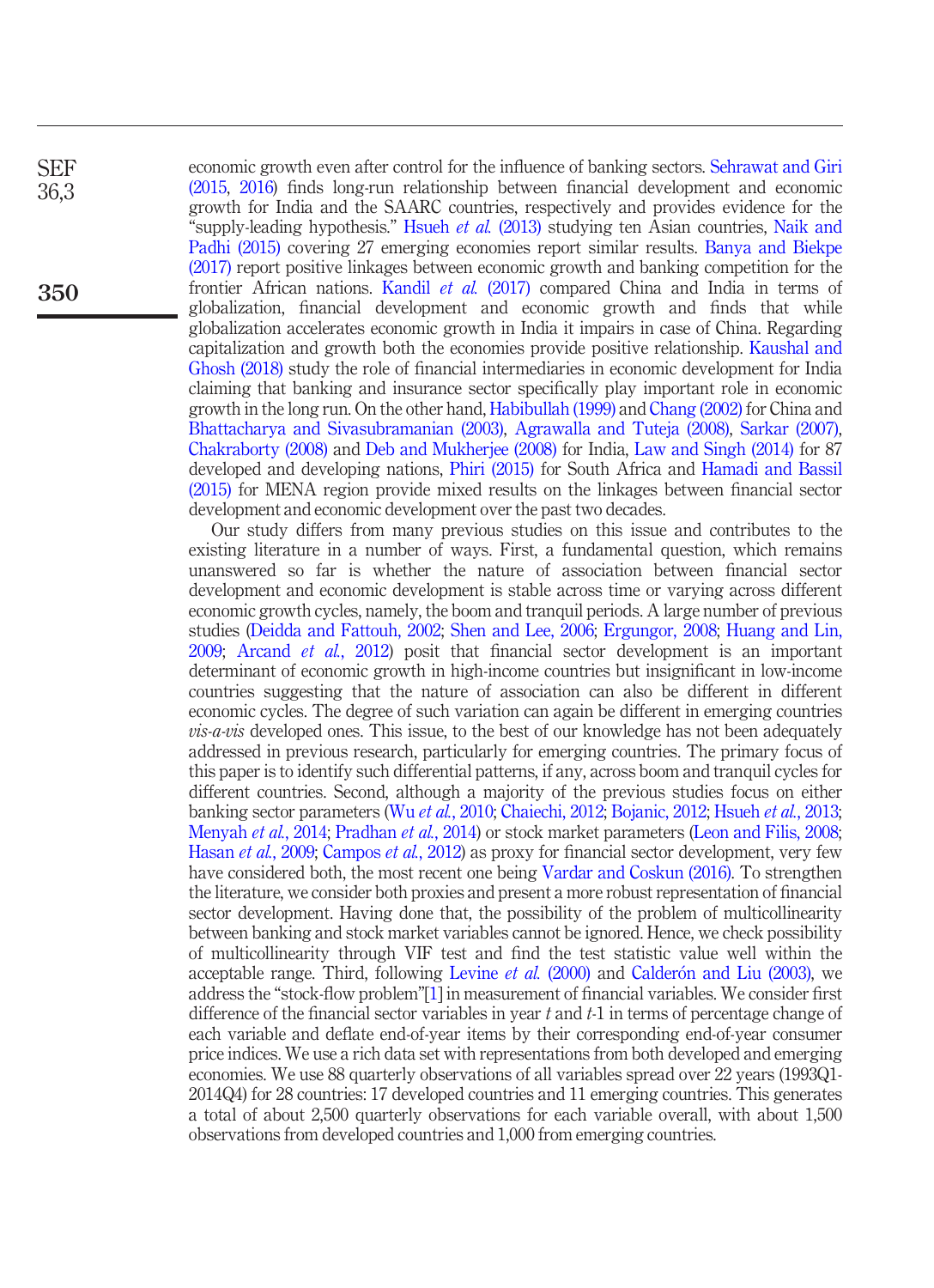economic growth even after control for the influence of banking sectors. Sehrawat and Giri (2015, 2016) finds long-run relationship between financial development and economic growth for India and the SAARC countries, respectively and provides evidence for the "supply-leading hypothesis." Hsueh *et al.* (2013) studying ten Asian countries, Naik and Padhi (2015) covering 27 emerging economies report similar results. Banya and Biekpe (2017) report positive linkages between economic growth and banking competition for the frontier African nations. Kandil *et al.* (2017) compared China and India in terms of globalization, financial development and economic growth and finds that while globalization accelerates economic growth in India it impairs in case of China. Regarding capitalization and growth both the economies provide positive relationship. Kaushal and Ghosh (2018) study the role of financial intermediaries in economic development for India claiming that banking and insurance sector specifically play important role in economic growth in the long run. On the other hand, Habibullah (1999) and Chang (2002) for China and Bhattacharya and Sivasubramanian (2003), Agrawalla and Tuteja (2008), Sarkar (2007), Chakraborty (2008) and Deb and Mukherjee (2008) for India, Law and Singh (2014) for 87 developed and developing nations, Phiri (2015) for South Africa and Hamadi and Bassil (2015) for MENA region provide mixed results on the linkages between financial sector development and economic development over the past two decades.

Our study differs from many previous studies on this issue and contributes to the existing literature in a number of ways. First, a fundamental question, which remains unanswered so far is whether the nature of association between financial sector development and economic development is stable across time or varying across different economic growth cycles, namely, the boom and tranquil periods. A large number of previous studies (Deidda and Fattouh, 2002; Shen and Lee, 2006; Ergungor, 2008; Huang and Lin, 2009; Arcand *et al.*, 2012) posit that financial sector development is an important determinant of economic growth in high-income countries but insignificant in low-income countries suggesting that the nature of association can also be different in different economic cycles. The degree of such variation can again be different in emerging countries *vis-a-vis* developed ones. This issue, to the best of our knowledge has not been adequately addressed in previous research, particularly for emerging countries. The primary focus of this paper is to identify such differential patterns, if any, across boom and tranquil cycles for different countries. Second, although a majority of the previous studies focus on either banking sector parameters (Wu *et al.*, 2010; Chaiechi, 2012; Bojanic, 2012; Hsueh *et al.*, 2013; Menyah *et al.*, 2014; Pradhan *et al.*, 2014) or stock market parameters (Leon and Filis, 2008; Hasan *et al.*, 2009; Campos *et al.*, 2012) as proxy for financial sector development, very few have considered both, the most recent one being Vardar and Coskun (2016). To strengthen the literature, we consider both proxies and present a more robust representation of financial sector development. Having done that, the possibility of the problem of multicollinearity between banking and stock market variables cannot be ignored. Hence, we check possibility of multicollinearity through VIF test and find the test statistic value well within the acceptable range. Third, following Levine *et al.* (2000) and Calderón and Liu (2003), we address the "stock-flow problem"[1] in measurement of financial variables. We consider first difference of the financial sector variables in year $t$ and $t$-1 in terms of percentage change of each variable and deflate end-of-year items by their corresponding end-of-year consumer price indices. We use a rich data set with representations from both developed and emerging economies. We use 88 quarterly observations of all variables spread over 22 years (1993Q1-2014Q4) for 28 countries: 17 developed countries and 11 emerging countries. This generates a total of about 2,500 quarterly observations for each variable overall, with about 1,500 observations from developed countries and 1,000 from emerging countries.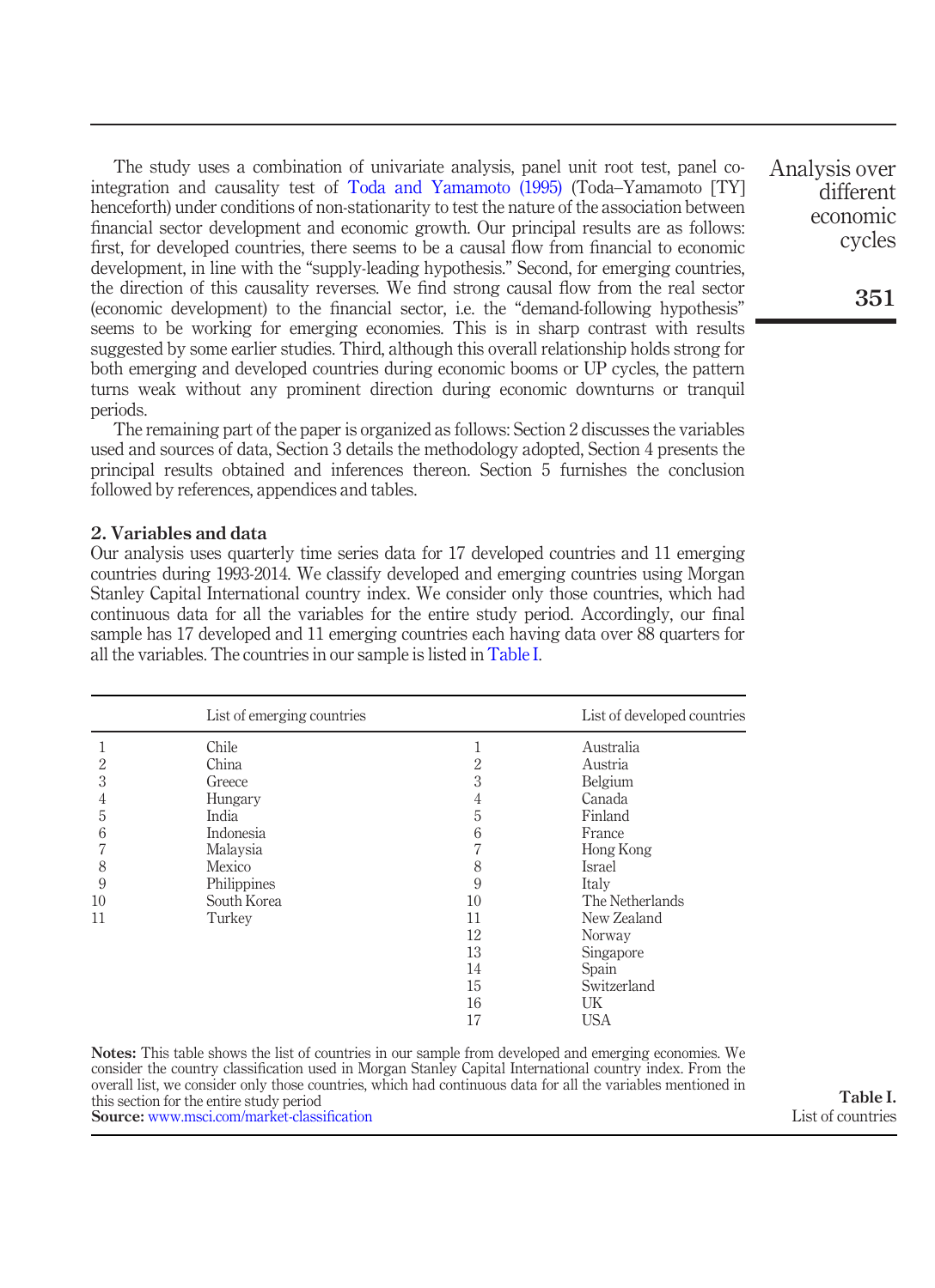The study uses a combination of univariate analysis, panel unit root test, panel co-integration and causality test of Toda and Yamamoto (1995) (Toda–Yamamoto [TY] henceforth) under conditions of non-stationarity to test the nature of the association between financial sector development and economic growth. Our principal results are as follows: first, for developed countries, there seems to be a causal flow from financial to economic development, in line with the "supply-leading hypothesis." Second, for emerging countries, the direction of this causality reverses. We find strong causal flow from the real sector (economic development) to the financial sector, i.e. the "demand-following hypothesis" seems to be working for emerging economies. This is in sharp contrast with results suggested by some earlier studies. Third, although this overall relationship holds strong for both emerging and developed countries during economic booms or UP cycles, the pattern turns weak without any prominent direction during economic downturns or tranquil periods.

The remaining part of the paper is organized as follows: Section 2 discusses the variables used and sources of data, Section 3 details the methodology adopted, Section 4 presents the principal results obtained and inferences thereon. Section 5 furnishes the conclusion followed by references, appendices and tables.

## 2. Variables and data

Our analysis uses quarterly time series data for 17 developed countries and 11 emerging countries during 1993-2014. We classify developed and emerging countries using Morgan Stanley Capital International country index. We consider only those countries, which had continuous data for all the variables for the entire study period. Accordingly, our final sample has 17 developed and 11 emerging countries each having data over 88 quarters for all the variables. The countries in our sample is listed in Table I.

| | List of emerging countries | | List of developed countries |
|---|---|---|---|
| 1 | Chile | 1 | Australia |
| 2 | China | 2 | Austria |
| 3 | Greece | 3 | Belgium |
| 4 | Hungary | 4 | Canada |
| 5 | India | 5 | Finland |
| 6 | Indonesia | 6 | France |
| 7 | Malaysia | 7 | Hong Kong |
| 8 | Mexico | 8 | Israel |
| 9 | Philippines | 9 | Italy |
| 10 | South Korea | 10 | The Netherlands |
| 11 | Turkey | 11 | New Zealand |
| | | 12 | Norway |
| | | 13 | Singapore |
| | | 14 | Spain |
| | | 15 | Switzerland |
| | | 16 | UK |
| | | 17 | USA |

**Notes:** This table shows the list of countries in our sample from developed and emerging economies. We consider the country classification used in Morgan Stanley Capital International country index. From the overall list, we consider only those countries, which had continuous data for all the variables mentioned in this section for the entire study period
**Source:** www.msci.com/market-classification

**Table I.** List of countries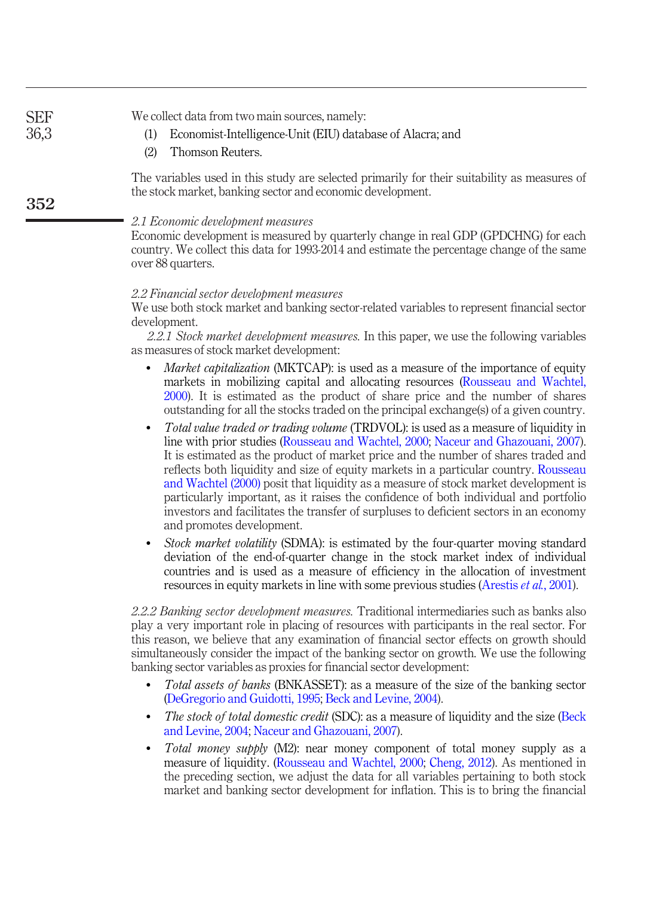We collect data from two main sources, namely:

1. Economist-Intelligence-Unit (EIU) database of Alacra; and
2. Thomson Reuters.

The variables used in this study are selected primarily for their suitability as measures of the stock market, banking sector and economic development.

### 2.1 Economic development measures

Economic development is measured by quarterly change in real GDP (GPDCHNG) for each country. We collect this data for 1993-2014 and estimate the percentage change of the same over 88 quarters.

### 2.2 Financial sector development measures

We use both stock market and banking sector-related variables to represent financial sector development.

*2.2.1 Stock market development measures.* In this paper, we use the following variables as measures of stock market development:

- *Market capitalization* (MKTCAP): is used as a measure of the importance of equity markets in mobilizing capital and allocating resources (Rousseau and Wachtel, 2000). It is estimated as the product of share price and the number of shares outstanding for all the stocks traded on the principal exchange(s) of a given country.
- *Total value traded or trading volume* (TRDVOL): is used as a measure of liquidity in line with prior studies (Rousseau and Wachtel, 2000; Naceur and Ghazouani, 2007). It is estimated as the product of market price and the number of shares traded and reflects both liquidity and size of equity markets in a particular country. Rousseau and Wachtel (2000) posit that liquidity as a measure of stock market development is particularly important, as it raises the confidence of both individual and portfolio investors and facilitates the transfer of surpluses to deficient sectors in an economy and promotes development.
- *Stock market volatility* (SDMA): is estimated by the four-quarter moving standard deviation of the end-of-quarter change in the stock market index of individual countries and is used as a measure of efficiency in the allocation of investment resources in equity markets in line with some previous studies (Arestis *et al.*, 2001).

*2.2.2 Banking sector development measures.* Traditional intermediaries such as banks also play a very important role in placing of resources with participants in the real sector. For this reason, we believe that any examination of financial sector effects on growth should simultaneously consider the impact of the banking sector on growth. We use the following banking sector variables as proxies for financial sector development:

- *Total assets of banks* (BNKASSET): as a measure of the size of the banking sector (DeGregorio and Guidotti, 1995; Beck and Levine, 2004).
- *The stock of total domestic credit* (SDC): as a measure of liquidity and the size (Beck and Levine, 2004; Naceur and Ghazouani, 2007).
- *Total money supply* (M2): near money component of total money supply as a measure of liquidity. (Rousseau and Wachtel, 2000; Cheng, 2012). As mentioned in the preceding section, we adjust the data for all variables pertaining to both stock market and banking sector development for inflation. This is to bring the financial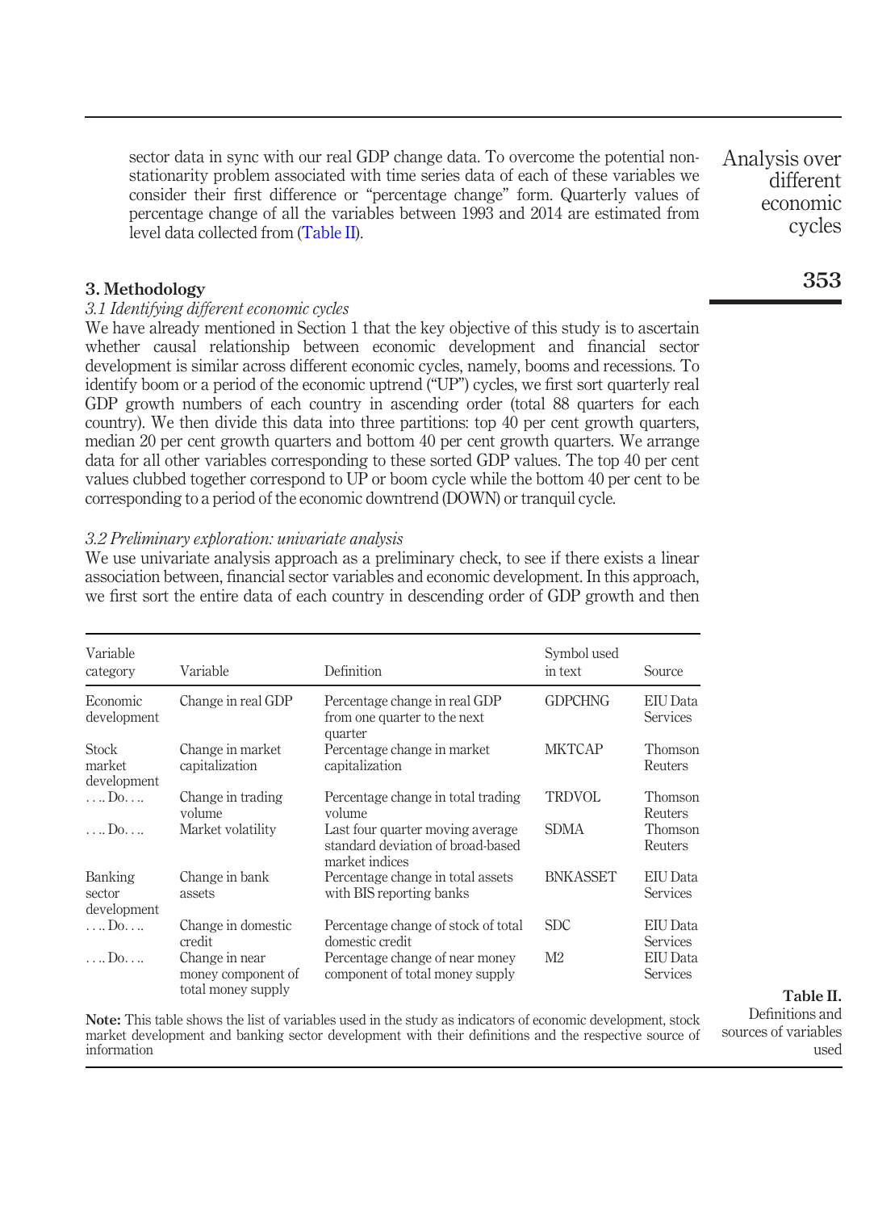sector data in sync with our real GDP change data. To overcome the potential non-stationarity problem associated with time series data of each of these variables we consider their first difference or "percentage change" form. Quarterly values of percentage change of all the variables between 1993 and 2014 are estimated from level data collected from (Table II).

## 3. Methodology

### *3.1 Identifying different economic cycles*

We have already mentioned in Section 1 that the key objective of this study is to ascertain whether causal relationship between economic development and financial sector development is similar across different economic cycles, namely, booms and recessions. To identify boom or a period of the economic uptrend ("UP") cycles, we first sort quarterly real GDP growth numbers of each country in ascending order (total 88 quarters for each country). We then divide this data into three partitions: top 40 per cent growth quarters, median 20 per cent growth quarters and bottom 40 per cent growth quarters. We arrange data for all other variables corresponding to these sorted GDP values. The top 40 per cent values clubbed together correspond to UP or boom cycle while the bottom 40 per cent to be corresponding to a period of the economic downtrend (DOWN) or tranquil cycle.

### *3.2 Preliminary exploration: univariate analysis*

We use univariate analysis approach as a preliminary check, to see if there exists a linear association between, financial sector variables and economic development. In this approach, we first sort the entire data of each country in descending order of GDP growth and then

| Variable category | Variable | Definition | Symbol used in text | Source |
|---|---|---|---|---|
| Economic development | Change in real GDP | Percentage change in real GDP from one quarter to the next quarter | GDPCHNG | EIU Data Services |
| Stock market development | Change in market capitalization | Percentage change in market capitalization | MKTCAP | Thomson Reuters |
| …. Do…. | Change in trading volume | Percentage change in total trading volume | TRDVOL | Thomson Reuters |
| …. Do…. | Market volatility | Last four quarter moving average standard deviation of broad-based market indices | SDMA | Thomson Reuters |
| Banking sector development | Change in bank assets | Percentage change in total assets with BIS reporting banks | BNKASSET | EIU Data Services |
| …. Do…. | Change in domestic credit | Percentage change of stock of total domestic credit | SDC | EIU Data Services |
| …. Do…. | Change in near money component of total money supply | Percentage change of near money component of total money supply | M2 | EIU Data Services |

**Note:** This table shows the list of variables used in the study as indicators of economic development, stock market development and banking sector development with their definitions and the respective source of information

**Table II.** Definitions and sources of variables used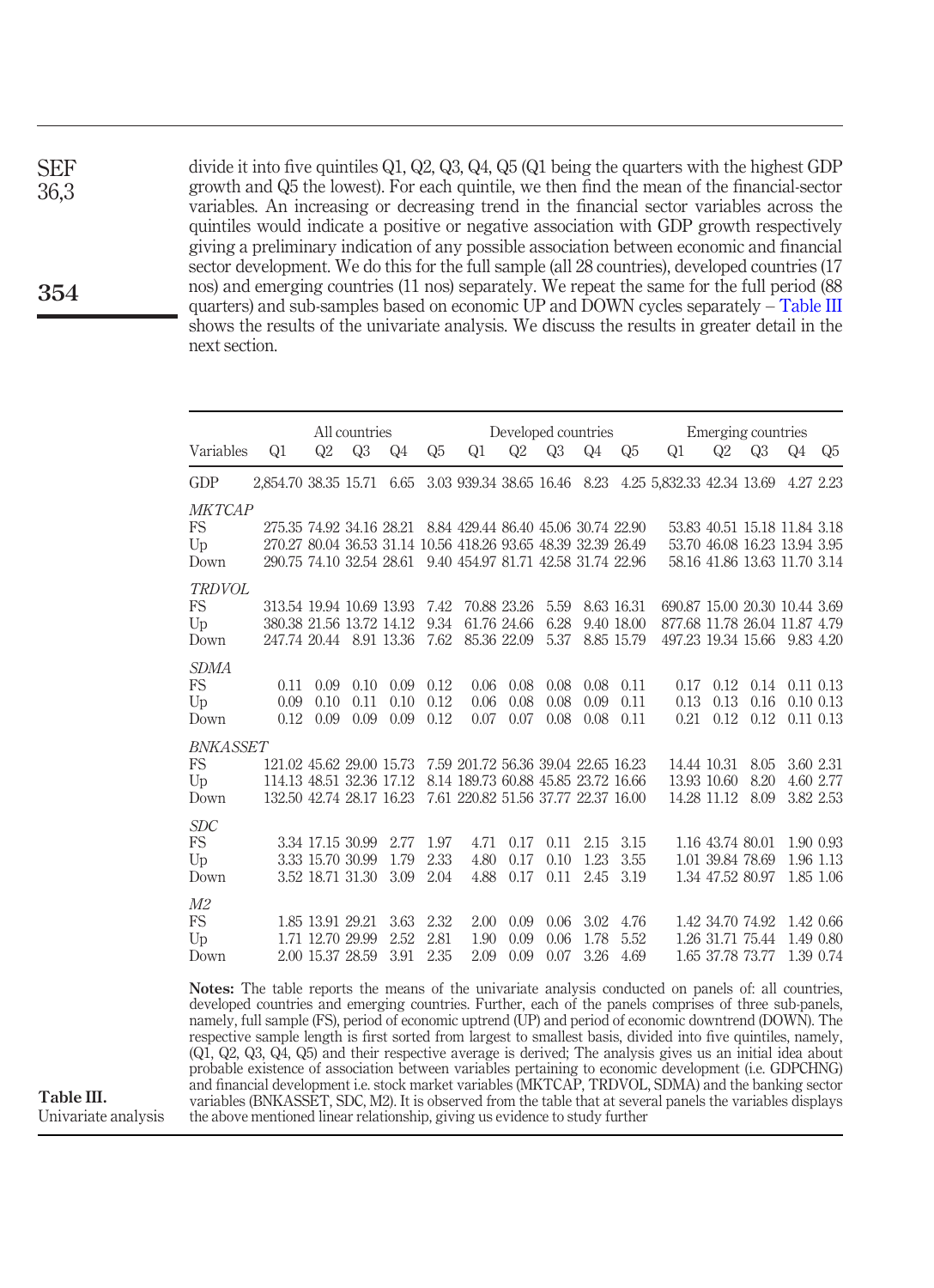divide it into five quintiles Q1, Q2, Q3, Q4, Q5 (Q1 being the quarters with the highest GDP growth and Q5 the lowest). For each quintile, we then find the mean of the financial-sector variables. An increasing or decreasing trend in the financial sector variables across the quintiles would indicate a positive or negative association with GDP growth respectively giving a preliminary indication of any possible association between economic and financial sector development. We do this for the full sample (all 28 countries), developed countries (17 nos) and emerging countries (11 nos) separately. We repeat the same for the full period (88 quarters) and sub-samples based on economic UP and DOWN cycles separately – Table III shows the results of the univariate analysis. We discuss the results in greater detail in the next section.

**Table III.** Univariate analysis

| Variables | All countries | | | | | Developed countries | | | | | Emerging countries | | | | |
|---|---|---|---|---|---|---|---|---|---|---|---|---|---|---|---|
| | Q1 | Q2 | Q3 | Q4 | Q5 | Q1 | Q2 | Q3 | Q4 | Q5 | Q1 | Q2 | Q3 | Q4 | Q5 |
| GDP | 2,854.70 | 38.35 | 15.71 | 6.65 | 3.03 | 939.34 | 38.65 | 16.46 | 8.23 | 4.25 | 5,832.33 | 42.34 | 13.69 | 4.27 | 2.23 |
| *MKTCAP* | | | | | | | | | | | | | | | |
| FS | 275.35 | 74.92 | 34.16 | 28.21 | 8.84 | 429.44 | 86.40 | 45.06 | 30.74 | 22.90 | 53.83 | 40.51 | 15.18 | 11.84 | 3.18 |
| Up | 270.27 | 80.04 | 36.53 | 31.14 | 10.56 | 418.26 | 93.65 | 48.39 | 32.39 | 26.49 | 53.70 | 46.08 | 16.23 | 13.94 | 3.95 |
| Down | 290.75 | 74.10 | 32.54 | 28.61 | 9.40 | 454.97 | 81.71 | 42.58 | 31.74 | 22.96 | 58.16 | 41.86 | 13.63 | 11.70 | 3.14 |
| *TRDVOL* | | | | | | | | | | | | | | | |
| FS | 313.54 | 19.94 | 10.69 | 13.93 | 7.42 | 70.88 | 23.26 | 5.59 | 8.63 | 16.31 | 690.87 | 15.00 | 20.30 | 10.44 | 3.69 |
| Up | 380.38 | 21.56 | 13.72 | 14.12 | 9.34 | 61.76 | 24.66 | 6.28 | 9.40 | 18.00 | 877.68 | 11.78 | 26.04 | 11.87 | 4.79 |
| Down | 247.74 | 20.44 | 8.91 | 13.36 | 7.62 | 85.36 | 22.09 | 5.37 | 8.85 | 15.79 | 497.23 | 19.34 | 15.66 | 9.83 | 4.20 |
| *SDMA* | | | | | | | | | | | | | | | |
| FS | 0.11 | 0.09 | 0.10 | 0.09 | 0.12 | 0.06 | 0.08 | 0.08 | 0.08 | 0.11 | 0.17 | 0.12 | 0.14 | 0.11 | 0.13 |
| Up | 0.09 | 0.10 | 0.11 | 0.10 | 0.12 | 0.06 | 0.08 | 0.08 | 0.09 | 0.11 | 0.13 | 0.13 | 0.16 | 0.10 | 0.13 |
| Down | 0.12 | 0.09 | 0.09 | 0.09 | 0.12 | 0.07 | 0.07 | 0.08 | 0.08 | 0.11 | 0.21 | 0.12 | 0.12 | 0.11 | 0.13 |
| *BNKASSET* | | | | | | | | | | | | | | | |
| FS | 121.02 | 45.62 | 29.00 | 15.73 | 7.59 | 201.72 | 56.36 | 39.04 | 22.65 | 16.23 | 14.44 | 10.31 | 8.05 | 3.60 | 2.31 |
| Up | 114.13 | 48.51 | 32.36 | 17.12 | 8.14 | 189.73 | 60.88 | 45.85 | 23.72 | 16.66 | 13.93 | 10.60 | 8.20 | 4.60 | 2.77 |
| Down | 132.50 | 42.74 | 28.17 | 16.23 | 7.61 | 220.82 | 51.56 | 37.77 | 22.37 | 16.00 | 14.28 | 11.12 | 8.09 | 3.82 | 2.53 |
| *SDC* | | | | | | | | | | | | | | | |
| FS | 3.34 | 17.15 | 30.99 | 2.77 | 1.97 | 4.71 | 0.17 | 0.11 | 2.15 | 3.15 | 1.16 | 43.74 | 80.01 | 1.90 | 0.93 |
| Up | 3.33 | 15.70 | 30.99 | 1.79 | 2.33 | 4.80 | 0.17 | 0.10 | 1.23 | 3.55 | 1.01 | 39.84 | 78.69 | 1.96 | 1.13 |
| Down | 3.52 | 18.71 | 31.30 | 3.09 | 2.04 | 4.88 | 0.17 | 0.11 | 2.45 | 3.19 | 1.34 | 47.52 | 80.97 | 1.85 | 1.06 |
| *M2* | | | | | | | | | | | | | | | |
| FS | 1.85 | 13.91 | 29.21 | 3.63 | 2.32 | 2.00 | 0.09 | 0.06 | 3.02 | 4.76 | 1.42 | 34.70 | 74.92 | 1.42 | 0.66 |
| Up | 1.71 | 12.70 | 29.99 | 2.52 | 2.81 | 1.90 | 0.09 | 0.06 | 1.78 | 5.52 | 1.26 | 31.71 | 75.44 | 1.49 | 0.80 |
| Down | 2.00 | 15.37 | 28.59 | 3.91 | 2.35 | 2.09 | 0.09 | 0.07 | 3.26 | 4.69 | 1.65 | 37.78 | 73.77 | 1.39 | 0.74 |

**Notes:** The table reports the means of the univariate analysis conducted on panels of: all countries, developed countries and emerging countries. Further, each of the panels comprises of three sub-panels, namely, full sample (FS), period of economic uptrend (UP) and period of economic downtrend (DOWN). The respective sample length is first sorted from largest to smallest basis, divided into five quintiles, namely, (Q1, Q2, Q3, Q4, Q5) and their respective average is derived; The analysis gives us an initial idea about probable existence of association between variables pertaining to economic development (i.e. GDPCHNG) and financial development i.e. stock market variables (MKTCAP, TRDVOL, SDMA) and the banking sector variables (BNKASSET, SDC, M2). It is observed from the table that at several panels the variables displays the above mentioned linear relationship, giving us evidence to study further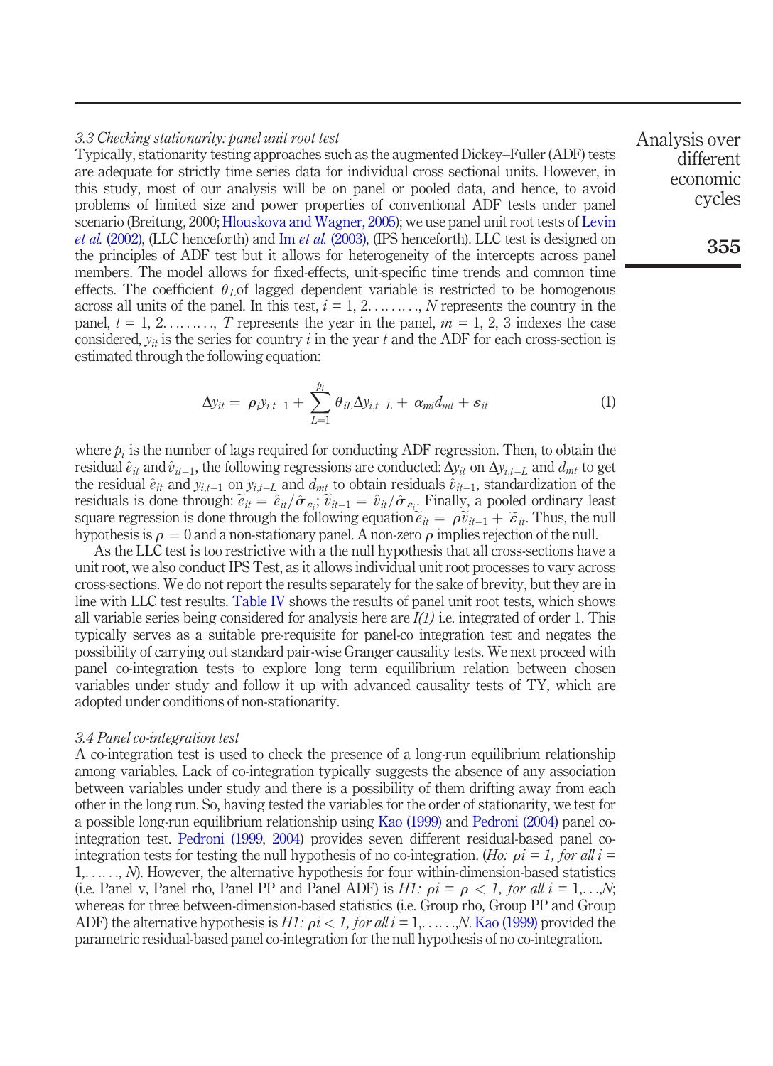### 3.3 Checking stationarity: panel unit root test

Typically, stationarity testing approaches such as the augmented Dickey–Fuller (ADF) tests are adequate for strictly time series data for individual cross sectional units. However, in this study, most of our analysis will be on panel or pooled data, and hence, to avoid problems of limited size and power properties of conventional ADF tests under panel scenario (Breitung, 2000; Hlouskova and Wagner, 2005); we use panel unit root tests of Levin *et al.* (2002), (LLC henceforth) and Im *et al.* (2003), (IPS henceforth). LLC test is designed on the principles of ADF test but it allows for heterogeneity of the intercepts across panel members. The model allows for fixed-effects, unit-specific time trends and common time effects. The coefficient $\theta_L$of lagged dependent variable is restricted to be homogenous across all units of the panel. In this test, $i = 1, 2. \ldots \ldots \ldots, N$ represents the country in the panel, $t = 1, 2. \ldots \ldots \ldots, T$ represents the year in the panel, $m = 1, 2, 3$ indexes the case considered, $y_{it}$ is the series for country $i$ in the year $t$ and the ADF for each cross-section is estimated through the following equation:

$$\Delta y_{it} = \rho_i y_{i,t-1} + \sum_{L=1}^{p_i} \theta_{iL} \Delta y_{i,t-L} + \alpha_{mi} d_{mt} + \varepsilon_{it} \tag{1}$$

where $p_i$ is the number of lags required for conducting ADF regression. Then, to obtain the residual $\hat{e}_{it}$ and $\hat{v}_{it-1}$, the following regressions are conducted: $\Delta y_{it}$ on $\Delta y_{i,t-L}$ and $d_{mt}$ to get the residual $\hat{e}_{it}$ and $y_{i,t-1}$ on $y_{i,t-L}$ and $d_{mt}$ to obtain residuals $\hat{v}_{it-1}$, standardization of the residuals is done through: $\widetilde{e}_{it} = \hat{e}_{it}/\hat{\sigma}_{\varepsilon_i}$; $\widetilde{v}_{it-1} = \hat{v}_{it}/\hat{\sigma}_{\varepsilon_i}$. Finally, a pooled ordinary least square regression is done through the following equation $\widetilde{e}_{it} = \rho \widetilde{v}_{it-1} + \widetilde{\varepsilon}_{it}$. Thus, the null hypothesis is $\rho = 0$ and a non-stationary panel. A non-zero $\rho$ implies rejection of the null.

As the LLC test is too restrictive with a the null hypothesis that all cross-sections have a unit root, we also conduct IPS Test, as it allows individual unit root processes to vary across cross-sections. We do not report the results separately for the sake of brevity, but they are in line with LLC test results. Table IV shows the results of panel unit root tests, which shows all variable series being considered for analysis here are *I(1)* i.e. integrated of order 1. This typically serves as a suitable pre-requisite for panel-co integration test and negates the possibility of carrying out standard pair-wise Granger causality tests. We next proceed with panel co-integration tests to explore long term equilibrium relation between chosen variables under study and follow it up with advanced causality tests of TY, which are adopted under conditions of non-stationarity.

### 3.4 Panel co-integration test

A co-integration test is used to check the presence of a long-run equilibrium relationship among variables. Lack of co-integration typically suggests the absence of any association between variables under study and there is a possibility of them drifting away from each other in the long run. So, having tested the variables for the order of stationarity, we test for a possible long-run equilibrium relationship using Kao (1999) and Pedroni (2004) panel co-integration test. Pedroni (1999, 2004) provides seven different residual-based panel co-integration tests for testing the null hypothesis of no co-integration. (*Ho:* $\rho i = 1$, *for all* $i = 1, \ldots \ldots, N$). However, the alternative hypothesis for four within-dimension-based statistics (i.e. Panel v, Panel rho, Panel PP and Panel ADF) is *H1:* $\rho i = \rho < 1$, *for all* $i = 1, \ldots, N$; whereas for three between-dimension-based statistics (i.e. Group rho, Group PP and Group ADF) the alternative hypothesis is *H1:* $\rho i < 1$, *for all* $i = 1, \ldots \ldots, N$. Kao (1999) provided the parametric residual-based panel co-integration for the null hypothesis of no co-integration.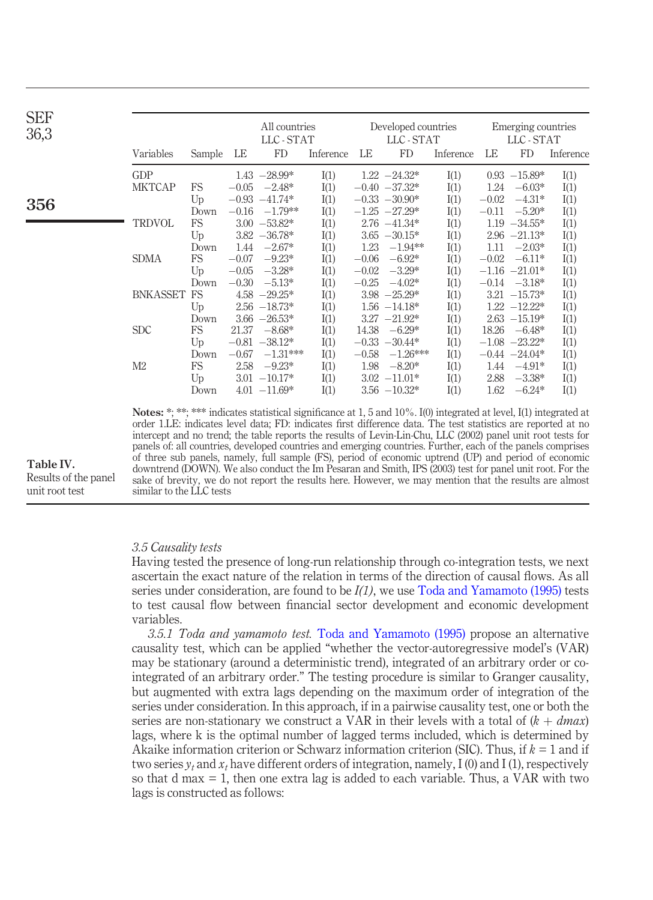| Variables | Sample | All countries LLC - STAT LE | FD | Inference | Developed countries LLC - STAT LE | FD | Inference | Emerging countries LLC - STAT LE | FD | Inference |
|---|---|---|---|---|---|---|---|---|---|---|
| GDP | | 1.43 | −28.99* | I(1) | 1.22 | −24.32* | I(1) | 0.93 | −15.89* | I(1) |
| MKTCAP | FS | −0.05 | −2.48* | I(1) | −0.40 | −37.32* | I(1) | 1.24 | −6.03* | I(1) |
| | Up | −0.93 | −41.74* | I(1) | −0.33 | −30.90* | I(1) | −0.02 | −4.31* | I(1) |
| | Down | −0.16 | −1.79** | I(1) | −1.25 | −27.29* | I(1) | −0.11 | −5.20* | I(1) |
| TRDVOL | FS | 3.00 | −53.82* | I(1) | 2.76 | −41.34* | I(1) | 1.19 | −34.55* | I(1) |
| | Up | 3.82 | −36.78* | I(1) | 3.65 | −30.15* | I(1) | 2.96 | −21.13* | I(1) |
| | Down | 1.44 | −2.67* | I(1) | 1.23 | −1.94** | I(1) | 1.11 | −2.03* | I(1) |
| SDMA | FS | −0.07 | −9.23* | I(1) | −0.06 | −6.92* | I(1) | −0.02 | −6.11* | I(1) |
| | Up | −0.05 | −3.28* | I(1) | −0.02 | −3.29* | I(1) | −1.16 | −21.01* | I(1) |
| | Down | −0.30 | −5.13* | I(1) | −0.25 | −4.02* | I(1) | −0.14 | −3.18* | I(1) |
| BNKASSET | FS | 4.58 | −29.25* | I(1) | 3.98 | −25.29* | I(1) | 3.21 | −15.73* | I(1) |
| | Up | 2.56 | −18.73* | I(1) | 1.56 | −14.18* | I(1) | 1.22 | −12.22* | I(1) |
| | Down | 3.66 | −26.53* | I(1) | 3.27 | −21.92* | I(1) | 2.63 | −15.19* | I(1) |
| SDC | FS | 21.37 | −8.68* | I(1) | 14.38 | −6.29* | I(1) | 18.26 | −6.48* | I(1) |
| | Up | −0.81 | −38.12* | I(1) | −0.33 | −30.44* | I(1) | −1.08 | −23.22* | I(1) |
| | Down | −0.67 | −1.31*** | I(1) | −0.58 | −1.26*** | I(1) | −0.44 | −24.04* | I(1) |
| M2 | FS | 2.58 | −9.23* | I(1) | 1.98 | −8.20* | I(1) | 1.44 | −4.91* | I(1) |
| | Up | 3.01 | −10.17* | I(1) | 3.02 | −11.01* | I(1) | 2.88 | −3.38* | I(1) |
| | Down | 4.01 | −11.69* | I(1) | 3.56 | −10.32* | I(1) | 1.62 | −6.24* | I(1) |

**Notes:** *; **; *** indicates statistical significance at 1, 5 and 10%. I(0) integrated at level, I(1) integrated at order 1.LE: indicates level data; FD: indicates first difference data. The test statistics are reported at no intercept and no trend; the table reports the results of Levin-Lin-Chu, LLC (2002) panel unit root tests for panels of: all countries, developed countries and emerging countries. Further, each of the panels comprises of three sub panels, namely, full sample (FS), period of economic uptrend (UP) and period of economic downtrend (DOWN). We also conduct the Im Pesaran and Smith, IPS (2003) test for panel unit root. For the sake of brevity, we do not report the results here. However, we may mention that the results are almost similar to the LLC tests

**Table IV.** Results of the panel unit root test

### *3.5 Causality tests*

Having tested the presence of long-run relationship through co-integration tests, we next ascertain the exact nature of the relation in terms of the direction of causal flows. As all series under consideration, are found to be *I(1)*, we use Toda and Yamamoto (1995) tests to test causal flow between financial sector development and economic development variables.

*3.5.1 Toda and yamamoto test.* Toda and Yamamoto (1995) propose an alternative causality test, which can be applied "whether the vector-autoregressive model's (VAR) may be stationary (around a deterministic trend), integrated of an arbitrary order or co-integrated of an arbitrary order." The testing procedure is similar to Granger causality, but augmented with extra lags depending on the maximum order of integration of the series under consideration. In this approach, if in a pairwise causality test, one or both the series are non-stationary we construct a VAR in their levels with a total of $(k + dmax)$ lags, where k is the optimal number of lagged terms included, which is determined by Akaike information criterion or Schwarz information criterion (SIC). Thus, if $k = 1$ and if two series $y_t$ and $x_t$ have different orders of integration, namely, I (0) and I (1), respectively so that d max = 1, then one extra lag is added to each variable. Thus, a VAR with two lags is constructed as follows: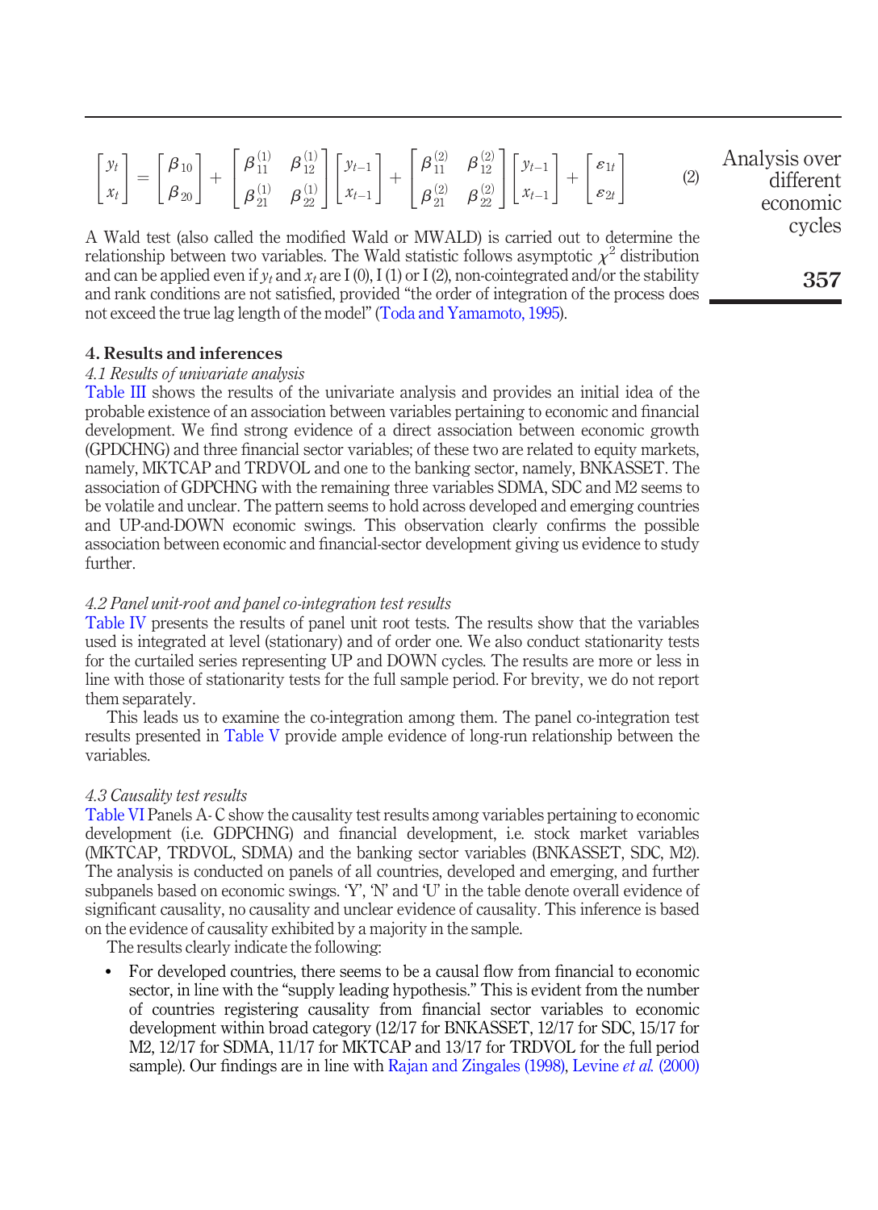$$\begin{bmatrix} y_t \\ x_t \end{bmatrix} = \begin{bmatrix} \beta_{10} \\ \beta_{20} \end{bmatrix} + \begin{bmatrix} \beta_{11}^{(1)} & \beta_{12}^{(1)} \\ \beta_{21}^{(1)} & \beta_{22}^{(1)} \end{bmatrix} \begin{bmatrix} y_{t-1} \\ x_{t-1} \end{bmatrix} + \begin{bmatrix} \beta_{11}^{(2)} & \beta_{12}^{(2)} \\ \beta_{21}^{(2)} & \beta_{22}^{(2)} \end{bmatrix} \begin{bmatrix} y_{t-1} \\ x_{t-1} \end{bmatrix} + \begin{bmatrix} \varepsilon_{1t} \\ \varepsilon_{2t} \end{bmatrix} \quad (2)$$

A Wald test (also called the modified Wald or MWALD) is carried out to determine the relationship between two variables. The Wald statistic follows asymptotic $\chi^2$ distribution and can be applied even if $y_t$ and $x_t$ are I (0), I (1) or I (2), non-cointegrated and/or the stability and rank conditions are not satisfied, provided "the order of integration of the process does not exceed the true lag length of the model" (Toda and Yamamoto, 1995).

## 4. Results and inferences

### *4.1 Results of univariate analysis*

Table III shows the results of the univariate analysis and provides an initial idea of the probable existence of an association between variables pertaining to economic and financial development. We find strong evidence of a direct association between economic growth (GPDCHNG) and three financial sector variables; of these two are related to equity markets, namely, MKTCAP and TRDVOL and one to the banking sector, namely, BNKASSET. The association of GDPCHNG with the remaining three variables SDMA, SDC and M2 seems to be volatile and unclear. The pattern seems to hold across developed and emerging countries and UP-and-DOWN economic swings. This observation clearly confirms the possible association between economic and financial-sector development giving us evidence to study further.

### *4.2 Panel unit-root and panel co-integration test results*

Table IV presents the results of panel unit root tests. The results show that the variables used is integrated at level (stationary) and of order one. We also conduct stationarity tests for the curtailed series representing UP and DOWN cycles. The results are more or less in line with those of stationarity tests for the full sample period. For brevity, we do not report them separately.

This leads us to examine the co-integration among them. The panel co-integration test results presented in Table V provide ample evidence of long-run relationship between the variables.

### *4.3 Causality test results*

Table VI Panels A- C show the causality test results among variables pertaining to economic development (i.e. GDPCHNG) and financial development, i.e. stock market variables (MKTCAP, TRDVOL, SDMA) and the banking sector variables (BNKASSET, SDC, M2). The analysis is conducted on panels of all countries, developed and emerging, and further subpanels based on economic swings. 'Y', 'N' and 'U' in the table denote overall evidence of significant causality, no causality and unclear evidence of causality. This inference is based on the evidence of causality exhibited by a majority in the sample.

The results clearly indicate the following:

- For developed countries, there seems to be a causal flow from financial to economic sector, in line with the "supply leading hypothesis." This is evident from the number of countries registering causality from financial sector variables to economic development within broad category (12/17 for BNKASSET, 12/17 for SDC, 15/17 for M2, 12/17 for SDMA, 11/17 for MKTCAP and 13/17 for TRDVOL for the full period sample). Our findings are in line with Rajan and Zingales (1998), Levine *et al.* (2000)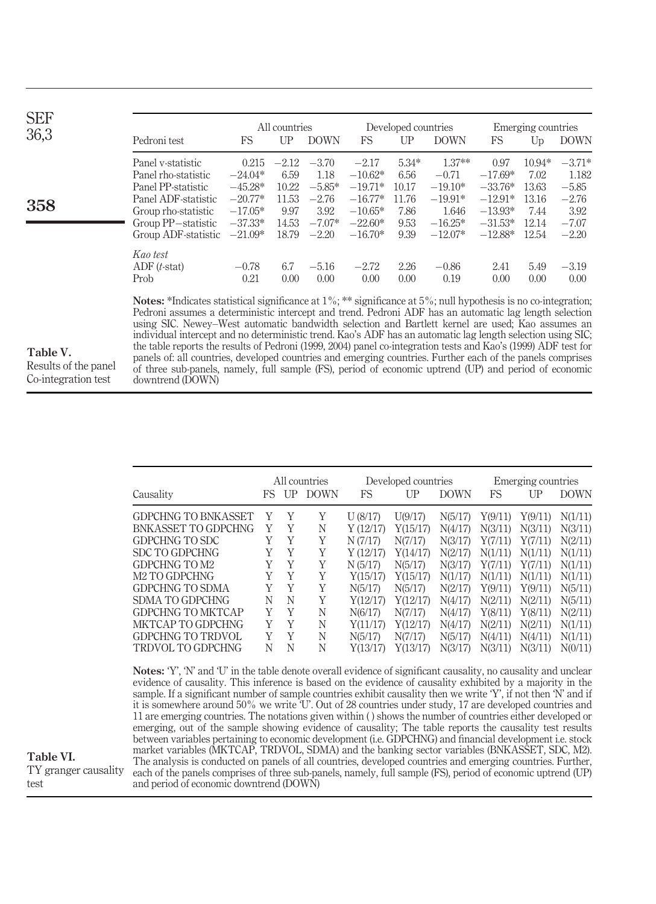**Table V.** Results of the panel Co-integration test

| Pedroni test | All countries | | | Developed countries | | | Emerging countries | | |
|---|---|---|---|---|---|---|---|---|---|
| | FS | UP | DOWN | FS | UP | DOWN | FS | Up | DOWN |
| Panel v-statistic | 0.215 | −2.12 | −3.70 | −2.17 | 5.34* | 1.37** | 0.97 | 10.94* | −3.71* |
| Panel rho-statistic | −24.04* | 6.59 | 1.18 | −10.62* | 6.56 | −0.71 | −17.69* | 7.02 | 1.182 |
| Panel PP-statistic | −45.28* | 10.22 | −5.85* | −19.71* | 10.17 | −19.10* | −33.76* | 13.63 | −5.85 |
| Panel ADF-statistic | −20.77* | 11.53 | −2.76 | −16.77* | 11.76 | −19.91* | −12.91* | 13.16 | −2.76 |
| Group rho-statistic | −17.05* | 9.97 | 3.92 | −10.65* | 7.86 | 1.646 | −13.93* | 7.44 | 3.92 |
| Group PP−statistic | −37.33* | 14.53 | −7.07* | −22.60* | 9.53 | −16.25* | −31.53* | 12.14 | −7.07 |
| Group ADF-statistic | −21.09* | 18.79 | −2.20 | −16.70* | 9.39 | −12.07* | −12.88* | 12.54 | −2.20 |
| *Kao test* | | | | | | | | | |
| ADF (*t*-stat) | −0.78 | 6.7 | −5.16 | −2.72 | 2.26 | −0.86 | 2.41 | 5.49 | −3.19 |
| Prob | 0.21 | 0.00 | 0.00 | 0.00 | 0.00 | 0.19 | 0.00 | 0.00 | 0.00 |

**Notes:** *Indicates statistical significance at 1%; ** significance at 5%; null hypothesis is no co-integration; Pedroni assumes a deterministic intercept and trend. Pedroni ADF has an automatic lag length selection using SIC. Newey–West automatic bandwidth selection and Bartlett kernel are used; Kao assumes an individual intercept and no deterministic trend. Kao's ADF has an automatic lag length selection using SIC; the table reports the results of Pedroni (1999, 2004) panel co-integration tests and Kao's (1999) ADF test for panels of: all countries, developed countries and emerging countries. Further each of the panels comprises of three sub-panels, namely, full sample (FS), period of economic uptrend (UP) and period of economic downtrend (DOWN)

**Table VI.** TY granger causality test

| Causality | All countries | | | Developed countries | | | Emerging countries | | |
|---|---|---|---|---|---|---|---|---|---|
| | FS | UP | DOWN | FS | UP | DOWN | FS | UP | DOWN |
| GDPCHNG TO BNKASSET | Y | Y | Y | U (8/17) | U(9/17) | N(5/17) | Y(9/11) | Y(9/11) | N(1/11) |
| BNKASSET TO GDPCHNG | Y | Y | N | Y (12/17) | Y(15/17) | N(4/17) | N(3/11) | N(3/11) | N(3/11) |
| GDPCHNG TO SDC | Y | Y | Y | N (7/17) | N(7/17) | N(3/17) | Y(7/11) | Y(7/11) | N(2/11) |
| SDC TO GDPCHNG | Y | Y | Y | Y (12/17) | Y(14/17) | N(2/17) | N(1/11) | N(1/11) | N(1/11) |
| GDPCHNG TO M2 | Y | Y | Y | N (5/17) | N(5/17) | N(3/17) | Y(7/11) | Y(7/11) | N(1/11) |
| M2 TO GDPCHNG | Y | Y | Y | Y(15/17) | Y(15/17) | N(1/17) | N(1/11) | N(1/11) | N(1/11) |
| GDPCHNG TO SDMA | Y | Y | Y | N(5/17) | N(5/17) | N(2/17) | Y(9/11) | Y(9/11) | N(5/11) |
| SDMA TO GDPCHNG | N | N | Y | Y(12/17) | Y(12/17) | N(4/17) | N(2/11) | N(2/11) | N(5/11) |
| GDPCHNG TO MKTCAP | Y | Y | N | N(6/17) | N(7/17) | N(4/17) | Y(8/11) | Y(8/11) | N(2/11) |
| MKTCAP TO GDPCHNG | Y | Y | N | Y(11/17) | Y(12/17) | N(4/17) | N(2/11) | N(2/11) | N(1/11) |
| GDPCHNG TO TRDVOL | Y | Y | N | N(5/17) | N(7/17) | N(5/17) | N(4/11) | N(4/11) | N(1/11) |
| TRDVOL TO GDPCHNG | N | N | N | Y(13/17) | Y(13/17) | N(3/17) | N(3/11) | N(3/11) | N(0/11) |

**Notes:** 'Y', 'N' and 'U' in the table denote overall evidence of significant causality, no causality and unclear evidence of causality. This inference is based on the evidence of causality exhibited by a majority in the sample. If a significant number of sample countries exhibit causality then we write 'Y', if not then 'N' and if it is somewhere around 50% we write 'U'. Out of 28 countries under study, 17 are developed countries and 11 are emerging countries. The notations given within ( ) shows the number of countries either developed or emerging, out of the sample showing evidence of causality; The table reports the causality test results between variables pertaining to economic development (i.e. GDPCHNG) and financial development i.e. stock market variables (MKTCAP, TRDVOL, SDMA) and the banking sector variables (BNKASSET, SDC, M2). The analysis is conducted on panels of all countries, developed countries and emerging countries. Further, each of the panels comprises of three sub-panels, namely, full sample (FS), period of economic uptrend (UP) and period of economic downtrend (DOWN)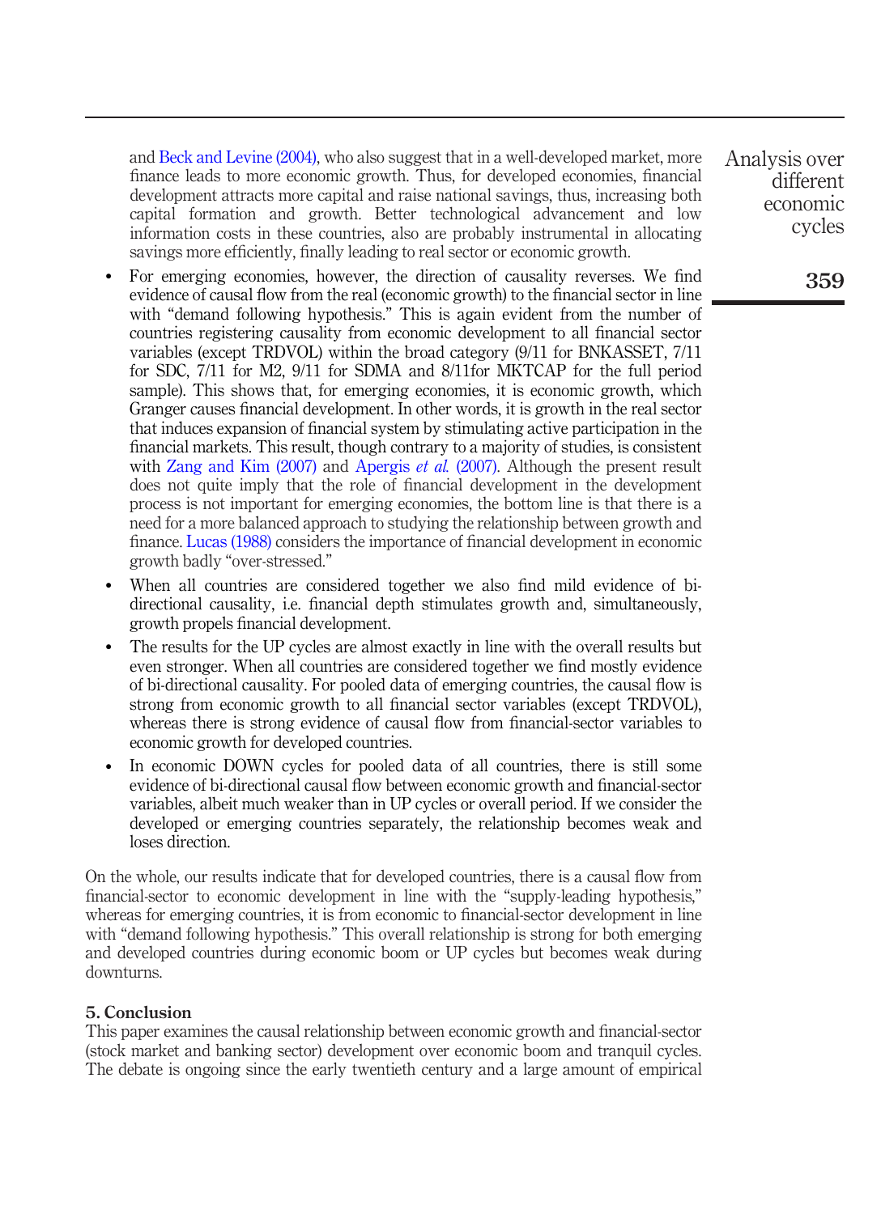and Beck and Levine (2004), who also suggest that in a well-developed market, more finance leads to more economic growth. Thus, for developed economies, financial development attracts more capital and raise national savings, thus, increasing both capital formation and growth. Better technological advancement and low information costs in these countries, also are probably instrumental in allocating savings more efficiently, finally leading to real sector or economic growth.

- For emerging economies, however, the direction of causality reverses. We find evidence of causal flow from the real (economic growth) to the financial sector in line with "demand following hypothesis." This is again evident from the number of countries registering causality from economic development to all financial sector variables (except TRDVOL) within the broad category (9/11 for BNKASSET, 7/11 for SDC, 7/11 for M2, 9/11 for SDMA and 8/11for MKTCAP for the full period sample). This shows that, for emerging economies, it is economic growth, which Granger causes financial development. In other words, it is growth in the real sector that induces expansion of financial system by stimulating active participation in the financial markets. This result, though contrary to a majority of studies, is consistent with Zang and Kim (2007) and Apergis *et al.* (2007). Although the present result does not quite imply that the role of financial development in the development process is not important for emerging economies, the bottom line is that there is a need for a more balanced approach to studying the relationship between growth and finance. Lucas (1988) considers the importance of financial development in economic growth badly "over-stressed."
- When all countries are considered together we also find mild evidence of bi-directional causality, i.e. financial depth stimulates growth and, simultaneously, growth propels financial development.
- The results for the UP cycles are almost exactly in line with the overall results but even stronger. When all countries are considered together we find mostly evidence of bi-directional causality. For pooled data of emerging countries, the causal flow is strong from economic growth to all financial sector variables (except TRDVOL), whereas there is strong evidence of causal flow from financial-sector variables to economic growth for developed countries.
- In economic DOWN cycles for pooled data of all countries, there is still some evidence of bi-directional causal flow between economic growth and financial-sector variables, albeit much weaker than in UP cycles or overall period. If we consider the developed or emerging countries separately, the relationship becomes weak and loses direction.

On the whole, our results indicate that for developed countries, there is a causal flow from financial-sector to economic development in line with the "supply-leading hypothesis," whereas for emerging countries, it is from economic to financial-sector development in line with "demand following hypothesis." This overall relationship is strong for both emerging and developed countries during economic boom or UP cycles but becomes weak during downturns.

## 5. Conclusion

This paper examines the causal relationship between economic growth and financial-sector (stock market and banking sector) development over economic boom and tranquil cycles. The debate is ongoing since the early twentieth century and a large amount of empirical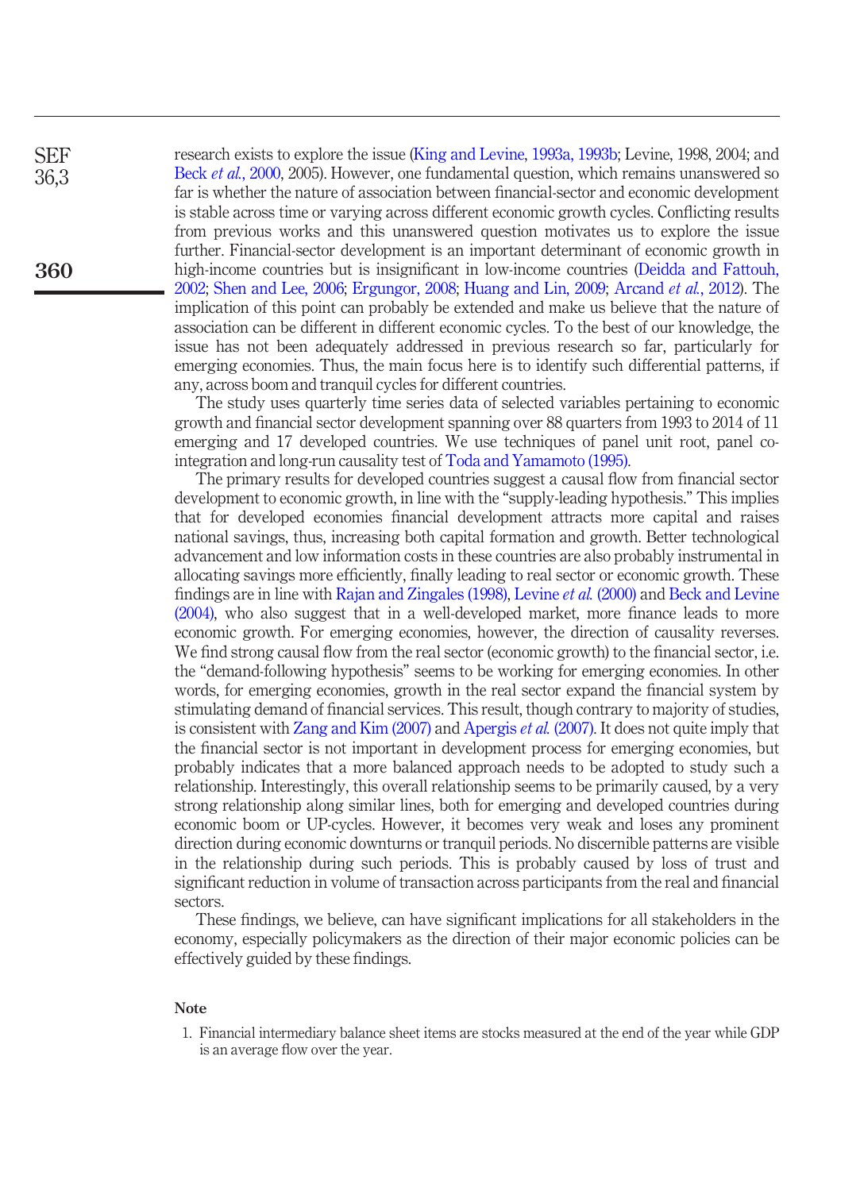research exists to explore the issue (King and Levine, 1993a, 1993b; Levine, 1998, 2004; and Beck *et al.*, 2000, 2005). However, one fundamental question, which remains unanswered so far is whether the nature of association between financial-sector and economic development is stable across time or varying across different economic growth cycles. Conflicting results from previous works and this unanswered question motivates us to explore the issue further. Financial-sector development is an important determinant of economic growth in high-income countries but is insignificant in low-income countries (Deidda and Fattouh, 2002; Shen and Lee, 2006; Ergungor, 2008; Huang and Lin, 2009; Arcand *et al.*, 2012). The implication of this point can probably be extended and make us believe that the nature of association can be different in different economic cycles. To the best of our knowledge, the issue has not been adequately addressed in previous research so far, particularly for emerging economies. Thus, the main focus here is to identify such differential patterns, if any, across boom and tranquil cycles for different countries.

The study uses quarterly time series data of selected variables pertaining to economic growth and financial sector development spanning over 88 quarters from 1993 to 2014 of 11 emerging and 17 developed countries. We use techniques of panel unit root, panel co-integration and long-run causality test of Toda and Yamamoto (1995).

The primary results for developed countries suggest a causal flow from financial sector development to economic growth, in line with the "supply-leading hypothesis." This implies that for developed economies financial development attracts more capital and raises national savings, thus, increasing both capital formation and growth. Better technological advancement and low information costs in these countries are also probably instrumental in allocating savings more efficiently, finally leading to real sector or economic growth. These findings are in line with Rajan and Zingales (1998), Levine *et al.* (2000) and Beck and Levine (2004), who also suggest that in a well-developed market, more finance leads to more economic growth. For emerging economies, however, the direction of causality reverses. We find strong causal flow from the real sector (economic growth) to the financial sector, i.e. the "demand-following hypothesis" seems to be working for emerging economies. In other words, for emerging economies, growth in the real sector expand the financial system by stimulating demand of financial services. This result, though contrary to majority of studies, is consistent with Zang and Kim (2007) and Apergis *et al.* (2007). It does not quite imply that the financial sector is not important in development process for emerging economies, but probably indicates that a more balanced approach needs to be adopted to study such a relationship. Interestingly, this overall relationship seems to be primarily caused, by a very strong relationship along similar lines, both for emerging and developed countries during economic boom or UP-cycles. However, it becomes very weak and loses any prominent direction during economic downturns or tranquil periods. No discernible patterns are visible in the relationship during such periods. This is probably caused by loss of trust and significant reduction in volume of transaction across participants from the real and financial sectors.

These findings, we believe, can have significant implications for all stakeholders in the economy, especially policymakers as the direction of their major economic policies can be effectively guided by these findings.

## Note

1. Financial intermediary balance sheet items are stocks measured at the end of the year while GDP is an average flow over the year.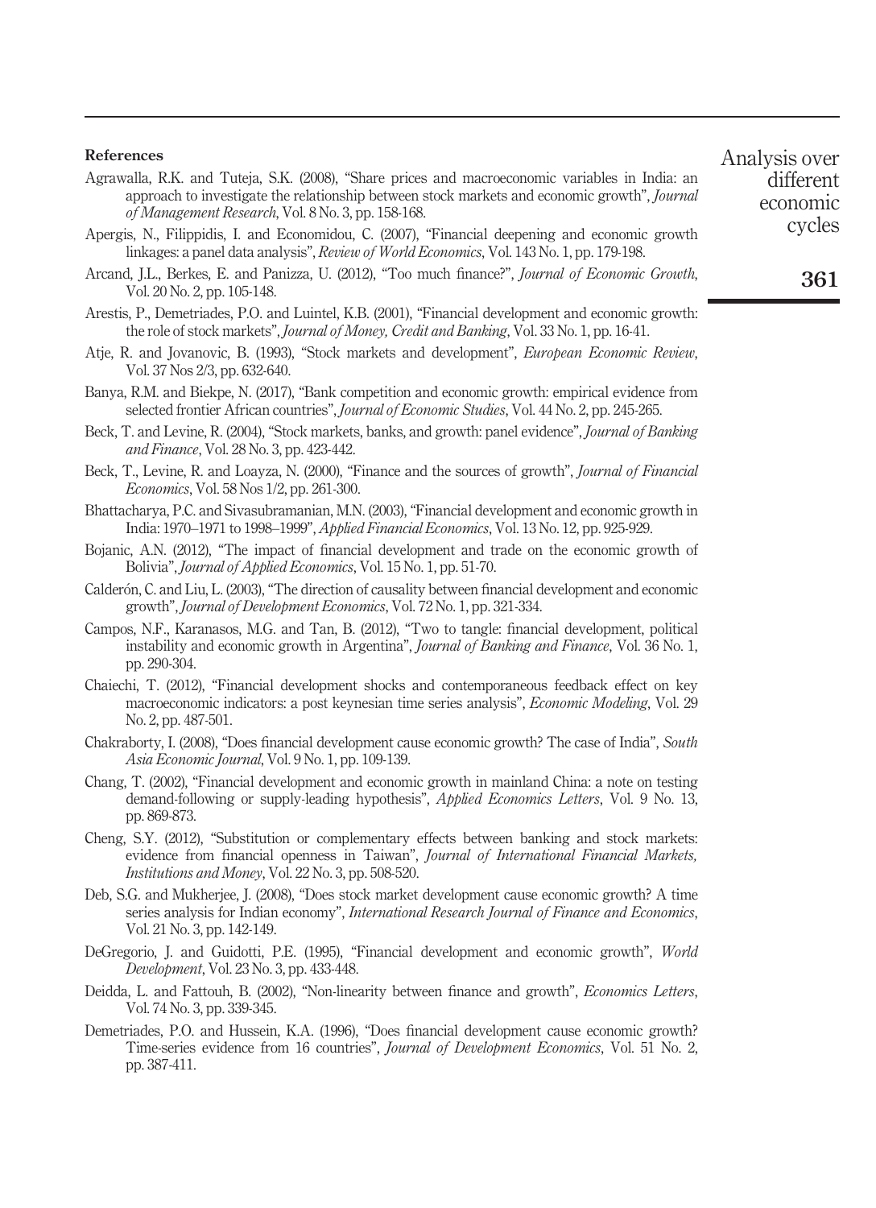**References**

Agrawalla, R.K. and Tuteja, S.K. (2008), "Share prices and macroeconomic variables in India: an approach to investigate the relationship between stock markets and economic growth", *Journal of Management Research*, Vol. 8 No. 3, pp. 158-168.

Apergis, N., Filippidis, I. and Economidou, C. (2007), "Financial deepening and economic growth linkages: a panel data analysis", *Review of World Economics*, Vol. 143 No. 1, pp. 179-198.

Arcand, J.L., Berkes, E. and Panizza, U. (2012), "Too much finance?", *Journal of Economic Growth*, Vol. 20 No. 2, pp. 105-148.

Arestis, P., Demetriades, P.O. and Luintel, K.B. (2001), "Financial development and economic growth: the role of stock markets", *Journal of Money, Credit and Banking*, Vol. 33 No. 1, pp. 16-41.

Atje, R. and Jovanovic, B. (1993), "Stock markets and development", *European Economic Review*, Vol. 37 Nos 2/3, pp. 632-640.

Banya, R.M. and Biekpe, N. (2017), "Bank competition and economic growth: empirical evidence from selected frontier African countries", *Journal of Economic Studies*, Vol. 44 No. 2, pp. 245-265.

Beck, T. and Levine, R. (2004), "Stock markets, banks, and growth: panel evidence", *Journal of Banking and Finance*, Vol. 28 No. 3, pp. 423-442.

Beck, T., Levine, R. and Loayza, N. (2000), "Finance and the sources of growth", *Journal of Financial Economics*, Vol. 58 Nos 1/2, pp. 261-300.

Bhattacharya, P.C. and Sivasubramanian, M.N. (2003), "Financial development and economic growth in India: 1970–1971 to 1998–1999", *Applied Financial Economics*, Vol. 13 No. 12, pp. 925-929.

Bojanic, A.N. (2012), "The impact of financial development and trade on the economic growth of Bolivia", *Journal of Applied Economics*, Vol. 15 No. 1, pp. 51-70.

Calderón, C. and Liu, L. (2003), "The direction of causality between financial development and economic growth", *Journal of Development Economics*, Vol. 72 No. 1, pp. 321-334.

Campos, N.F., Karanasos, M.G. and Tan, B. (2012), "Two to tangle: financial development, political instability and economic growth in Argentina", *Journal of Banking and Finance*, Vol. 36 No. 1, pp. 290-304.

Chaiechi, T. (2012), "Financial development shocks and contemporaneous feedback effect on key macroeconomic indicators: a post keynesian time series analysis", *Economic Modeling*, Vol. 29 No. 2, pp. 487-501.

Chakraborty, I. (2008), "Does financial development cause economic growth? The case of India", *South Asia Economic Journal*, Vol. 9 No. 1, pp. 109-139.

Chang, T. (2002), "Financial development and economic growth in mainland China: a note on testing demand-following or supply-leading hypothesis", *Applied Economics Letters*, Vol. 9 No. 13, pp. 869-873.

Cheng, S.Y. (2012), "Substitution or complementary effects between banking and stock markets: evidence from financial openness in Taiwan", *Journal of International Financial Markets, Institutions and Money*, Vol. 22 No. 3, pp. 508-520.

Deb, S.G. and Mukherjee, J. (2008), "Does stock market development cause economic growth? A time series analysis for Indian economy", *International Research Journal of Finance and Economics*, Vol. 21 No. 3, pp. 142-149.

DeGregorio, J. and Guidotti, P.E. (1995), "Financial development and economic growth", *World Development*, Vol. 23 No. 3, pp. 433-448.

Deidda, L. and Fattouh, B. (2002), "Non-linearity between finance and growth", *Economics Letters*, Vol. 74 No. 3, pp. 339-345.

Demetriades, P.O. and Hussein, K.A. (1996), "Does financial development cause economic growth? Time-series evidence from 16 countries", *Journal of Development Economics*, Vol. 51 No. 2, pp. 387-411.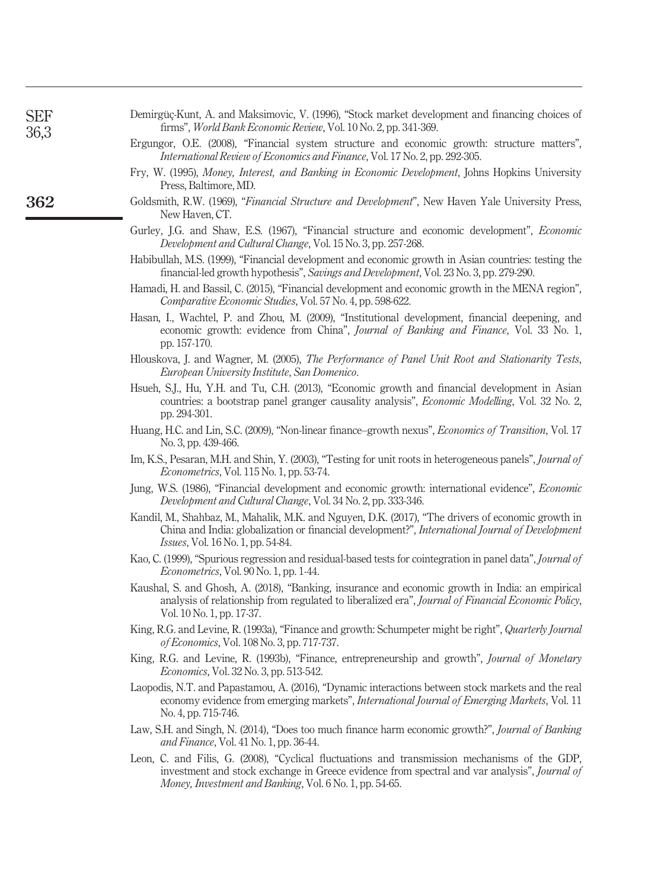Demirgüç-Kunt, A. and Maksimovic, V. (1996), "Stock market development and financing choices of firms", *World Bank Economic Review*, Vol. 10 No. 2, pp. 341-369.

Ergungor, O.E. (2008), "Financial system structure and economic growth: structure matters", *International Review of Economics and Finance*, Vol. 17 No. 2, pp. 292-305.

Fry, W. (1995), *Money, Interest, and Banking in Economic Development*, Johns Hopkins University Press, Baltimore, MD.

Goldsmith, R.W. (1969), "*Financial Structure and Development*", New Haven Yale University Press, New Haven, CT.

Gurley, J.G. and Shaw, E.S. (1967), "Financial structure and economic development", *Economic Development and Cultural Change*, Vol. 15 No. 3, pp. 257-268.

Habibullah, M.S. (1999), "Financial development and economic growth in Asian countries: testing the financial-led growth hypothesis", *Savings and Development*, Vol. 23 No. 3, pp. 279-290.

Hamadi, H. and Bassil, C. (2015), "Financial development and economic growth in the MENA region", *Comparative Economic Studies*, Vol. 57 No. 4, pp. 598-622.

Hasan, I., Wachtel, P. and Zhou, M. (2009), "Institutional development, financial deepening, and economic growth: evidence from China", *Journal of Banking and Finance*, Vol. 33 No. 1, pp. 157-170.

Hlouskova, J. and Wagner, M. (2005), *The Performance of Panel Unit Root and Stationarity Tests*, *European University Institute*, *San Domenico*.

Hsueh, S.J., Hu, Y.H. and Tu, C.H. (2013), "Economic growth and financial development in Asian countries: a bootstrap panel granger causality analysis", *Economic Modelling*, Vol. 32 No. 2, pp. 294-301.

Huang, H.C. and Lin, S.C. (2009), "Non-linear finance–growth nexus", *Economics of Transition*, Vol. 17 No. 3, pp. 439-466.

Im, K.S., Pesaran, M.H. and Shin, Y. (2003), "Testing for unit roots in heterogeneous panels", *Journal of Econometrics*, Vol. 115 No. 1, pp. 53-74.

Jung, W.S. (1986), "Financial development and economic growth: international evidence", *Economic Development and Cultural Change*, Vol. 34 No. 2, pp. 333-346.

Kandil, M., Shahbaz, M., Mahalik, M.K. and Nguyen, D.K. (2017), "The drivers of economic growth in China and India: globalization or financial development?", *International Journal of Development Issues*, Vol. 16 No. 1, pp. 54-84.

Kao, C. (1999), "Spurious regression and residual-based tests for cointegration in panel data", *Journal of Econometrics*, Vol. 90 No. 1, pp. 1-44.

Kaushal, S. and Ghosh, A. (2018), "Banking, insurance and economic growth in India: an empirical analysis of relationship from regulated to liberalized era", *Journal of Financial Economic Policy*, Vol. 10 No. 1, pp. 17-37.

King, R.G. and Levine, R. (1993a), "Finance and growth: Schumpeter might be right", *Quarterly Journal of Economics*, Vol. 108 No. 3, pp. 717-737.

King, R.G. and Levine, R. (1993b), "Finance, entrepreneurship and growth", *Journal of Monetary Economics*, Vol. 32 No. 3, pp. 513-542.

Laopodis, N.T. and Papastamou, A. (2016), "Dynamic interactions between stock markets and the real economy evidence from emerging markets", *International Journal of Emerging Markets*, Vol. 11 No. 4, pp. 715-746.

Law, S.H. and Singh, N. (2014), "Does too much finance harm economic growth?", *Journal of Banking and Finance*, Vol. 41 No. 1, pp. 36-44.

Leon, C. and Filis, G. (2008), "Cyclical fluctuations and transmission mechanisms of the GDP, investment and stock exchange in Greece evidence from spectral and var analysis", *Journal of Money, Investment and Banking*, Vol. 6 No. 1, pp. 54-65.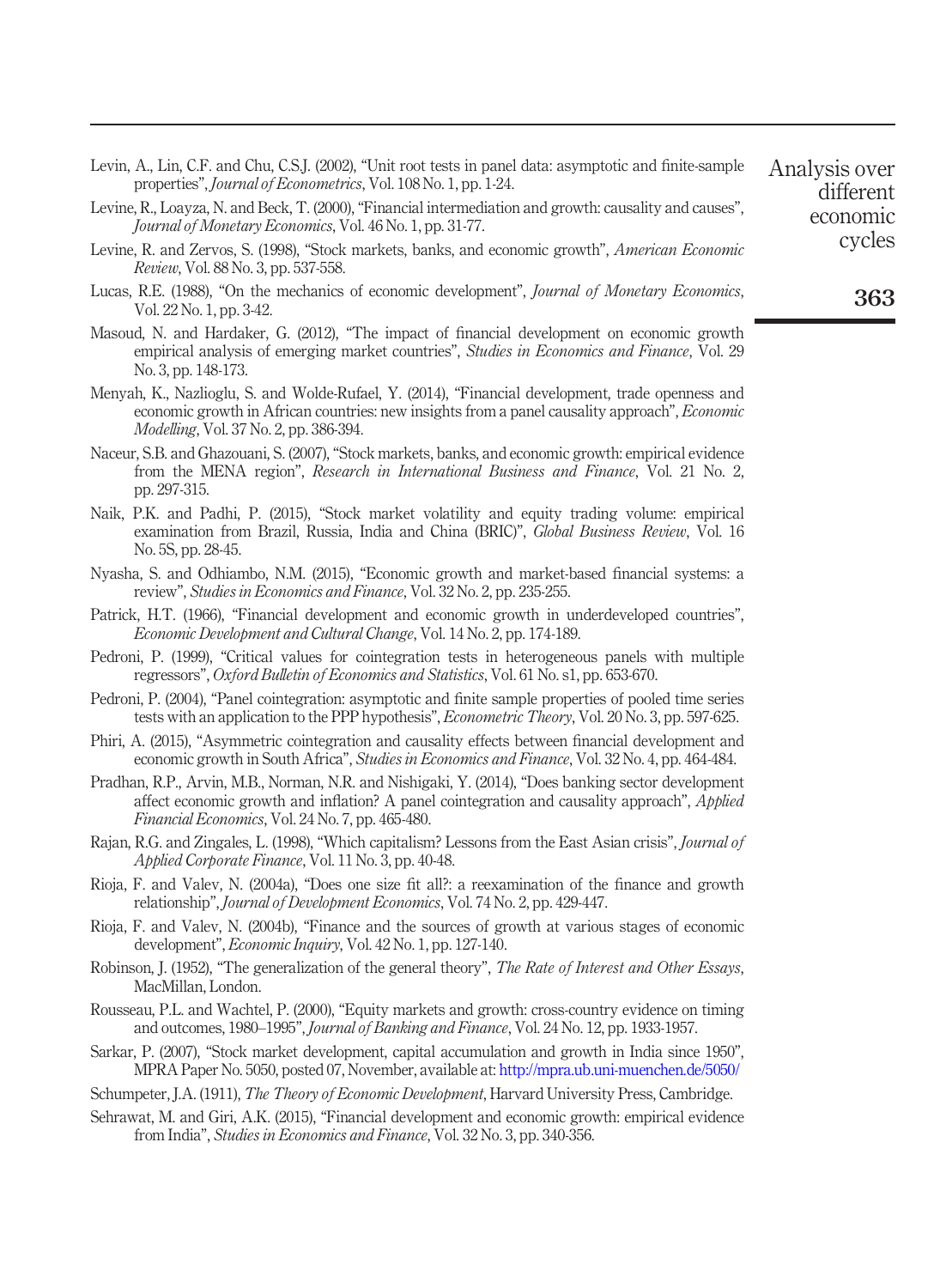Levin, A., Lin, C.F. and Chu, C.S.J. (2002), "Unit root tests in panel data: asymptotic and finite-sample properties", *Journal of Econometrics*, Vol. 108 No. 1, pp. 1-24.

Levine, R., Loayza, N. and Beck, T. (2000), "Financial intermediation and growth: causality and causes", *Journal of Monetary Economics*, Vol. 46 No. 1, pp. 31-77.

Levine, R. and Zervos, S. (1998), "Stock markets, banks, and economic growth", *American Economic Review*, Vol. 88 No. 3, pp. 537-558.

Lucas, R.E. (1988), "On the mechanics of economic development", *Journal of Monetary Economics*, Vol. 22 No. 1, pp. 3-42.

Masoud, N. and Hardaker, G. (2012), "The impact of financial development on economic growth empirical analysis of emerging market countries", *Studies in Economics and Finance*, Vol. 29 No. 3, pp. 148-173.

Menyah, K., Nazlioglu, S. and Wolde-Rufael, Y. (2014), "Financial development, trade openness and economic growth in African countries: new insights from a panel causality approach", *Economic Modelling*, Vol. 37 No. 2, pp. 386-394.

Naceur, S.B. and Ghazouani, S. (2007), "Stock markets, banks, and economic growth: empirical evidence from the MENA region", *Research in International Business and Finance*, Vol. 21 No. 2, pp. 297-315.

Naik, P.K. and Padhi, P. (2015), "Stock market volatility and equity trading volume: empirical examination from Brazil, Russia, India and China (BRIC)", *Global Business Review*, Vol. 16 No. 5S, pp. 28-45.

Nyasha, S. and Odhiambo, N.M. (2015), "Economic growth and market-based financial systems: a review", *Studies in Economics and Finance*, Vol. 32 No. 2, pp. 235-255.

Patrick, H.T. (1966), "Financial development and economic growth in underdeveloped countries", *Economic Development and Cultural Change*, Vol. 14 No. 2, pp. 174-189.

Pedroni, P. (1999), "Critical values for cointegration tests in heterogeneous panels with multiple regressors", *Oxford Bulletin of Economics and Statistics*, Vol. 61 No. s1, pp. 653-670.

Pedroni, P. (2004), "Panel cointegration: asymptotic and finite sample properties of pooled time series tests with an application to the PPP hypothesis", *Econometric Theory*, Vol. 20 No. 3, pp. 597-625.

Phiri, A. (2015), "Asymmetric cointegration and causality effects between financial development and economic growth in South Africa", *Studies in Economics and Finance*, Vol. 32 No. 4, pp. 464-484.

Pradhan, R.P., Arvin, M.B., Norman, N.R. and Nishigaki, Y. (2014), "Does banking sector development affect economic growth and inflation? A panel cointegration and causality approach", *Applied Financial Economics*, Vol. 24 No. 7, pp. 465-480.

Rajan, R.G. and Zingales, L. (1998), "Which capitalism? Lessons from the East Asian crisis", *Journal of Applied Corporate Finance*, Vol. 11 No. 3, pp. 40-48.

Rioja, F. and Valev, N. (2004a), "Does one size fit all?: a reexamination of the finance and growth relationship", *Journal of Development Economics*, Vol. 74 No. 2, pp. 429-447.

Rioja, F. and Valev, N. (2004b), "Finance and the sources of growth at various stages of economic development", *Economic Inquiry*, Vol. 42 No. 1, pp. 127-140.

Robinson, J. (1952), "The generalization of the general theory", *The Rate of Interest and Other Essays*, MacMillan, London.

Rousseau, P.L. and Wachtel, P. (2000), "Equity markets and growth: cross-country evidence on timing and outcomes, 1980–1995", *Journal of Banking and Finance*, Vol. 24 No. 12, pp. 1933-1957.

Sarkar, P. (2007), "Stock market development, capital accumulation and growth in India since 1950", MPRA Paper No. 5050, posted 07, November, available at: http://mpra.ub.uni-muenchen.de/5050/

Schumpeter, J.A. (1911), *The Theory of Economic Development*, Harvard University Press, Cambridge.

Sehrawat, M. and Giri, A.K. (2015), "Financial development and economic growth: empirical evidence from India", *Studies in Economics and Finance*, Vol. 32 No. 3, pp. 340-356.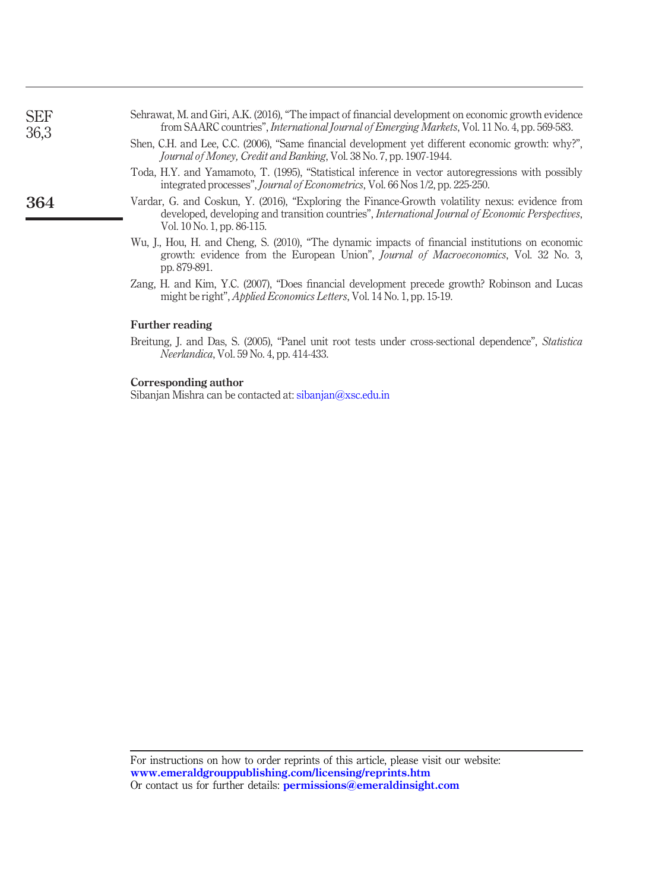Sehrawat, M. and Giri, A.K. (2016), "The impact of financial development on economic growth evidence from SAARC countries", *International Journal of Emerging Markets*, Vol. 11 No. 4, pp. 569-583.

Shen, C.H. and Lee, C.C. (2006), "Same financial development yet different economic growth: why?", *Journal of Money, Credit and Banking*, Vol. 38 No. 7, pp. 1907-1944.

Toda, H.Y. and Yamamoto, T. (1995), "Statistical inference in vector autoregressions with possibly integrated processes", *Journal of Econometrics*, Vol. 66 Nos 1/2, pp. 225-250.

Vardar, G. and Coskun, Y. (2016), "Exploring the Finance-Growth volatility nexus: evidence from developed, developing and transition countries", *International Journal of Economic Perspectives*, Vol. 10 No. 1, pp. 86-115.

Wu, J., Hou, H. and Cheng, S. (2010), "The dynamic impacts of financial institutions on economic growth: evidence from the European Union", *Journal of Macroeconomics*, Vol. 32 No. 3, pp. 879-891.

Zang, H. and Kim, Y.C. (2007), "Does financial development precede growth? Robinson and Lucas might be right", *Applied Economics Letters*, Vol. 14 No. 1, pp. 15-19.

## Further reading

Breitung, J. and Das, S. (2005), "Panel unit root tests under cross-sectional dependence", *Statistica Neerlandica*, Vol. 59 No. 4, pp. 414-433.

## Corresponding author

Sibanjan Mishra can be contacted at: sibanjan@xsc.edu.in

For instructions on how to order reprints of this article, please visit our website:
**www.emeraldgrouppublishing.com/licensing/reprints.htm**
Or contact us for further details: **permissions@emeraldinsight.com**